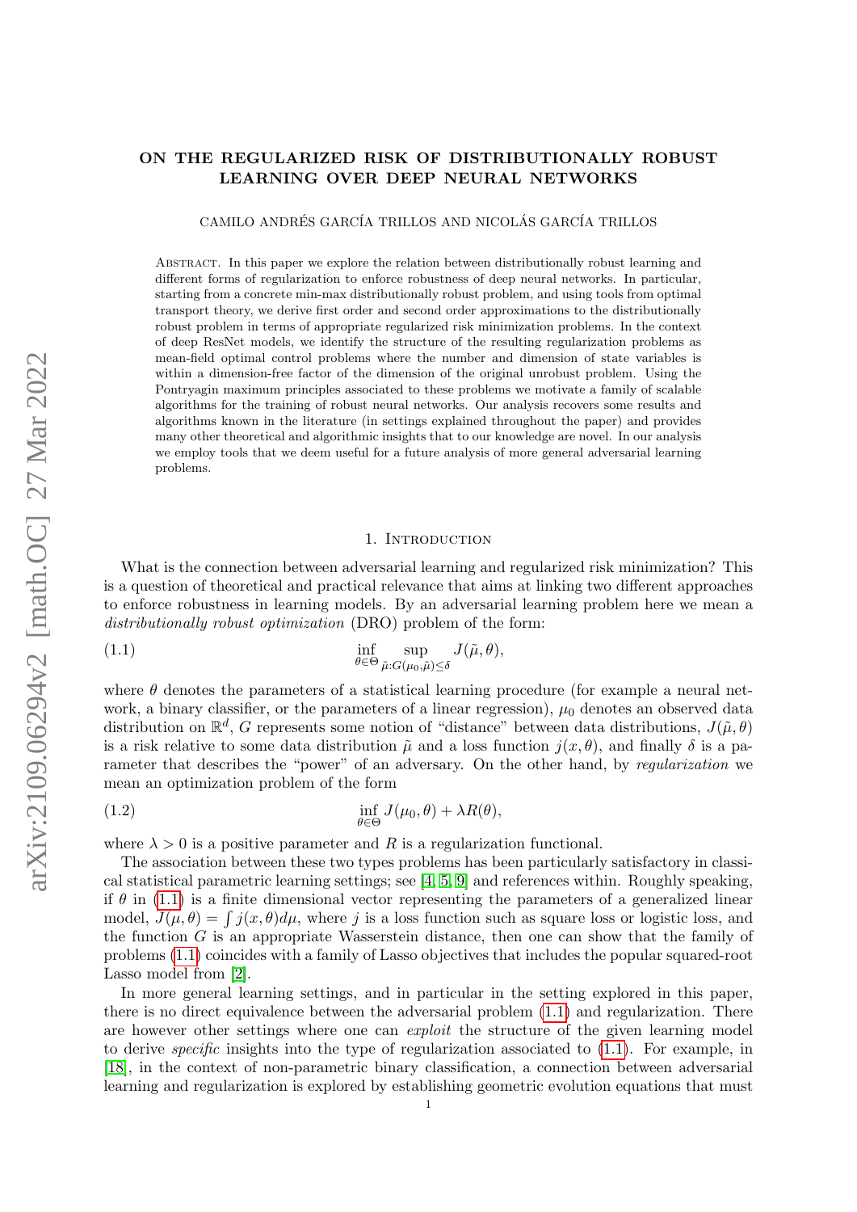# ON THE REGULARIZED RISK OF DISTRIBUTIONALLY ROBUST LEARNING OVER DEEP NEURAL NETWORKS

CAMILO ANDRÉS GARCÍA TRILLOS AND NICOLÁS GARCÍA TRILLOS

Abstract. In this paper we explore the relation between distributionally robust learning and different forms of regularization to enforce robustness of deep neural networks. In particular, starting from a concrete min-max distributionally robust problem, and using tools from optimal transport theory, we derive first order and second order approximations to the distributionally robust problem in terms of appropriate regularized risk minimization problems. In the context of deep ResNet models, we identify the structure of the resulting regularization problems as mean-field optimal control problems where the number and dimension of state variables is within a dimension-free factor of the dimension of the original unrobust problem. Using the Pontryagin maximum principles associated to these problems we motivate a family of scalable algorithms for the training of robust neural networks. Our analysis recovers some results and algorithms known in the literature (in settings explained throughout the paper) and provides many other theoretical and algorithmic insights that to our knowledge are novel. In our analysis we employ tools that we deem useful for a future analysis of more general adversarial learning problems.

## 1. Introduction

What is the connection between adversarial learning and regularized risk minimization? This is a question of theoretical and practical relevance that aims at linking two different approaches to enforce robustness in learning models. By an adversarial learning problem here we mean a *distributionally robust optimization* (DRO) problem of the form:

$$\inf_{\theta \in \Theta} \sup_{\tilde{\mu}: G(\mu_0, \tilde{\mu}) \leq \delta} J(\tilde{\mu}, \theta), \tag{1.1}$$

where $\theta$ denotes the parameters of a statistical learning procedure (for example a neural network, a binary classifier, or the parameters of a linear regression), $\mu_0$ denotes an observed data distribution on $\mathbb{R}^d$, $G$ represents some notion of "distance" between data distributions, $J(\tilde{\mu}, \theta)$ is a risk relative to some data distribution $\tilde{\mu}$ and a loss function $j(x, \theta)$, and finally $\delta$ is a parameter that describes the "power" of an adversary. On the other hand, by *regularization* we mean an optimization problem of the form

$$\inf_{\theta \in \Theta} J(\mu_0, \theta) + \lambda R(\theta), \tag{1.2}$$

where $\lambda > 0$ is a positive parameter and $R$ is a regularization functional.

The association between these two types problems has been particularly satisfactory in classical statistical parametric learning settings; see [4, 5, 9] and references within. Roughly speaking, if $\theta$ in (1.1) is a finite dimensional vector representing the parameters of a generalized linear model, $J(\mu, \theta) = \int j(x, \theta) d\mu$, where $j$ is a loss function such as square loss or logistic loss, and the function $G$ is an appropriate Wasserstein distance, then one can show that the family of problems (1.1) coincides with a family of Lasso objectives that includes the popular squared-root Lasso model from [2].

In more general learning settings, and in particular in the setting explored in this paper, there is no direct equivalence between the adversarial problem (1.1) and regularization. There are however other settings where one can *exploit* the structure of the given learning model to derive *specific* insights into the type of regularization associated to (1.1). For example, in [18], in the context of non-parametric binary classification, a connection between adversarial learning and regularization is explored by establishing geometric evolution equations that must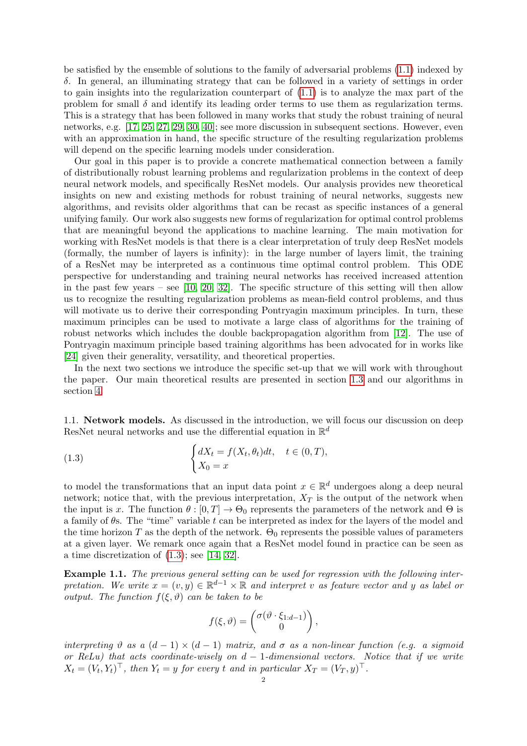be satisfied by the ensemble of solutions to the family of adversarial problems (1.1) indexed by $\delta$. In general, an illuminating strategy that can be followed in a variety of settings in order to gain insights into the regularization counterpart of (1.1) is to analyze the max part of the problem for small $\delta$ and identify its leading order terms to use them as regularization terms. This is a strategy that has been followed in many works that study the robust training of neural networks, e.g. [17, 25, 27, 29, 30, 40]; see more discussion in subsequent sections. However, even with an approximation in hand, the specific structure of the resulting regularization problems will depend on the specific learning models under consideration.

Our goal in this paper is to provide a concrete mathematical connection between a family of distributionally robust learning problems and regularization problems in the context of deep neural network models, and specifically ResNet models. Our analysis provides new theoretical insights on new and existing methods for robust training of neural networks, suggests new algorithms, and revisits older algorithms that can be recast as specific instances of a general unifying family. Our work also suggests new forms of regularization for optimal control problems that are meaningful beyond the applications to machine learning. The main motivation for working with ResNet models is that there is a clear interpretation of truly deep ResNet models (formally, the number of layers is infinity): in the large number of layers limit, the training of a ResNet may be interpreted as a continuous time optimal control problem. This ODE perspective for understanding and training neural networks has received increased attention in the past few years – see [10, 20, 32]. The specific structure of this setting will then allow us to recognize the resulting regularization problems as mean-field control problems, and thus will motivate us to derive their corresponding Pontryagin maximum principles. In turn, these maximum principles can be used to motivate a large class of algorithms for the training of robust networks which includes the double backpropagation algorithm from [12]. The use of Pontryagin maximum principle based training algorithms has been advocated for in works like [24] given their generality, versatility, and theoretical properties.

In the next two sections we introduce the specific set-up that we will work with throughout the paper. Our main theoretical results are presented in section 1.3 and our algorithms in section 4.

## 1.1. Network models.

As discussed in the introduction, we will focus our discussion on deep ResNet neural networks and use the differential equation in $\mathbb{R}^d$

$$
\begin{cases} dX_t = f(X_t, \theta_t)dt, & t \in (0,T), \\ X_0 = x \end{cases} \tag{1.3}
$$

to model the transformations that an input data point $x \in \mathbb{R}^d$ undergoes along a deep neural network; notice that, with the previous interpretation, $X_T$ is the output of the network when the input is $x$. The function $\theta : [0,T] \to \Theta_0$ represents the parameters of the network and $\Theta$ is a family of $\theta$s. The "time" variable $t$ can be interpreted as index for the layers of the model and the time horizon $T$ as the depth of the network. $\Theta_0$ represents the possible values of parameters at a given layer. We remark once again that a ResNet model found in practice can be seen as a time discretization of (1.3); see [14, 32].

**Example 1.1.** *The previous general setting can be used for regression with the following interpretation. We write $x = (v, y) \in \mathbb{R}^{d-1} \times \mathbb{R}$ and interpret $v$ as feature vector and $y$ as label or output. The function $f(\xi, \vartheta)$ can be taken to be*

$$
f(\xi, \vartheta) = \begin{pmatrix} \sigma(\vartheta \cdot \xi_{1:d-1}) \\ 0 \end{pmatrix},
$$

*interpreting $\vartheta$ as a $(d-1) \times (d-1)$ matrix, and $\sigma$ as a non-linear function (e.g. a sigmoid or ReLu) that acts coordinate-wisely on $d-1$-dimensional vectors. Notice that if we write $X_t = (V_t, Y_t)^\top$, then $Y_t = y$ for every $t$ and in particular $X_T = (V_T, y)^\top$.*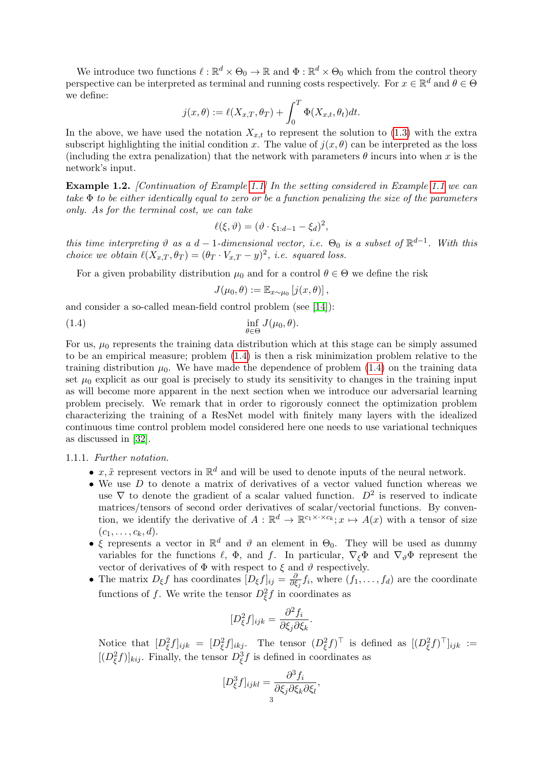We introduce two functions $\ell : \mathbb{R}^d \times \Theta_0 \to \mathbb{R}$ and $\Phi : \mathbb{R}^d \times \Theta_0$ which from the control theory perspective can be interpreted as terminal and running costs respectively. For $x \in \mathbb{R}^d$ and $\theta \in \Theta$ we define:

$$j(x, \theta) := \ell(X_{x,T}, \theta_T) + \int_0^T \Phi(X_{x,t}, \theta_t) dt.$$

In the above, we have used the notation $X_{x,t}$ to represent the solution to (1.3) with the extra subscript highlighting the initial condition $x$. The value of $j(x, \theta)$ can be interpreted as the loss (including the extra penalization) that the network with parameters $\theta$ incurs into when $x$ is the network's input.

**Example 1.2.** *[Continuation of Example 1.1] In the setting considered in Example 1.1 we can take $\Phi$ to be either identically equal to zero or be a function penalizing the size of the parameters only. As for the terminal cost, we can take*

$$\ell(\xi, \vartheta) = (\vartheta \cdot \xi_{1:d-1} - \xi_d)^2,$$

*this time interpreting $\vartheta$ as a $d-1$-dimensional vector, i.e. $\Theta_0$ is a subset of $\mathbb{R}^{d-1}$. With this choice we obtain $\ell(X_{x,T}, \theta_T) = (\theta_T \cdot V_{x,T} - y)^2$, i.e. squared loss.*

For a given probability distribution $\mu_0$ and for a control $\theta \in \Theta$ we define the risk

$$J(\mu_0, \theta) := \mathbb{E}_{x \sim \mu_0}[j(x, \theta)],$$

and consider a so-called mean-field control problem (see [14]):

$$\inf_{\theta \in \Theta} J(\mu_0, \theta). \tag{1.4}$$

For us, $\mu_0$ represents the training data distribution which at this stage can be simply assumed to be an empirical measure; problem (1.4) is then a risk minimization problem relative to the training distribution $\mu_0$. We have made the dependence of problem (1.4) on the training data set $\mu_0$ explicit as our goal is precisely to study its sensitivity to changes in the training input as will become more apparent in the next section when we introduce our adversarial learning problem precisely. We remark that in order to rigorously connect the optimization problem characterizing the training of a ResNet model with finitely many layers with the idealized continuous time control problem model considered here one needs to use variational techniques as discussed in [32].

1.1.1. *Further notation.*

- $x, \tilde{x}$ represent vectors in $\mathbb{R}^d$ and will be used to denote inputs of the neural network.
- We use $D$ to denote a matrix of derivatives of a vector valued function whereas we use $\nabla$ to denote the gradient of a scalar valued function. $D^2$ is reserved to indicate matrices/tensors of second order derivatives of scalar/vectorial functions. By convention, we identify the derivative of $A : \mathbb{R}^d \to \mathbb{R}^{c_1 \times \cdot \times c_k}; x \mapsto A(x)$ with a tensor of size $(c_1, \dots, c_k, d)$.
- $\xi$ represents a vector in $\mathbb{R}^d$ and $\vartheta$ an element in $\Theta_0$. They will be used as dummy variables for the functions $\ell$, $\Phi$, and $f$. In particular, $\nabla_\xi \Phi$ and $\nabla_\vartheta \Phi$ represent the vector of derivatives of $\Phi$ with respect to $\xi$ and $\vartheta$ respectively.
- The matrix $D_\xi f$ has coordinates $[D_\xi f]_{ij} = \frac{\partial}{\partial \xi_j} f_i$, where $(f_1, \dots, f_d)$ are the coordinate functions of $f$. We write the tensor $D^2_\xi f$ in coordinates as

$$[D^2_\xi f]_{ijk} = \frac{\partial^2 f_i}{\partial \xi_j \partial \xi_k}.$$

Notice that $[D^2_\xi f]_{ijk} = [D^2_\xi f]_{ikj}$. The tensor $(D^2_\xi f)^\top$ is defined as $[(D^2_\xi f)^\top]_{ijk} := [(D^2_\xi f)]_{kij}$. Finally, the tensor $D^3_\xi f$ is defined in coordinates as

$$[D^3_\xi f]_{ijkl} = \frac{\partial^3 f_i}{\partial \xi_j \partial \xi_k \partial \xi_l},$$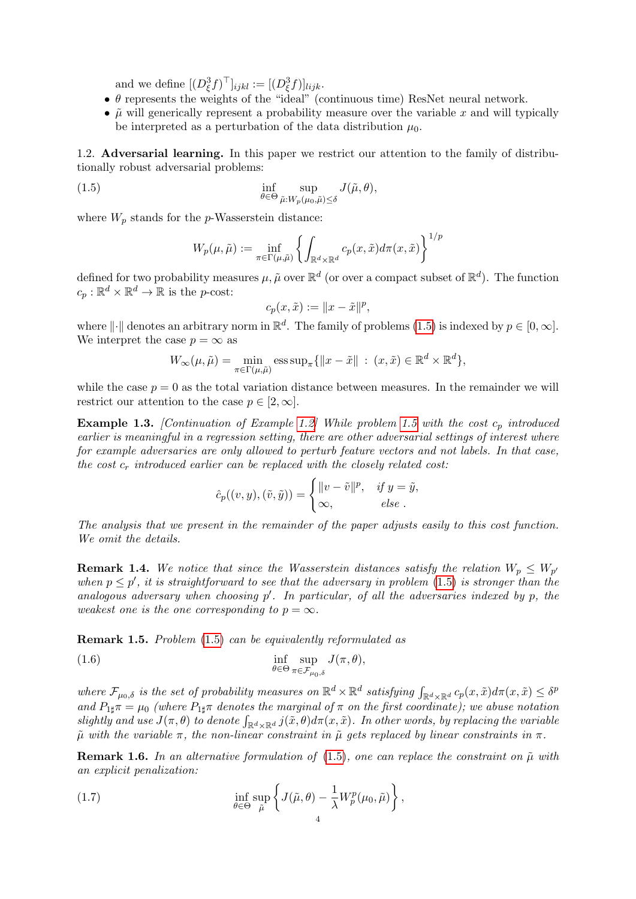and we define $[(D^3_\xi f)^\top]_{ijkl} := [(D^3_\xi f)]_{lijk}$.

- $\theta$ represents the weights of the "ideal" (continuous time) ResNet neural network.
- $\tilde{\mu}$ will generically represent a probability measure over the variable $x$ and will typically be interpreted as a perturbation of the data distribution $\mu_0$.

1.2. **Adversarial learning.** In this paper we restrict our attention to the family of distributionally robust adversarial problems:

$$\inf_{\theta \in \Theta} \sup_{\tilde{\mu}: W_p(\mu_0, \tilde{\mu}) \leq \delta} J(\tilde{\mu}, \theta), \tag{1.5}$$

where $W_p$ stands for the $p$-Wasserstein distance:

$$W_p(\mu, \tilde{\mu}) := \inf_{\pi \in \Gamma(\mu, \tilde{\mu})} \left\{ \int_{\mathbb{R}^d \times \mathbb{R}^d} c_p(x, \tilde{x}) d\pi(x, \tilde{x}) \right\}^{1/p}$$

defined for two probability measures $\mu, \tilde{\mu}$ over $\mathbb{R}^d$ (or over a compact subset of $\mathbb{R}^d$). The function $c_p : \mathbb{R}^d \times \mathbb{R}^d \to \mathbb{R}$ is the $p$-cost:

$$c_p(x, \tilde{x}) := \|x - \tilde{x}\|^p,$$

where $\|\cdot\|$ denotes an arbitrary norm in $\mathbb{R}^d$. The family of problems (1.5) is indexed by $p \in [0, \infty]$. We interpret the case $p = \infty$ as

$$W_\infty(\mu, \tilde{\mu}) = \min_{\pi \in \Gamma(\mu, \tilde{\mu})} \operatorname{ess\,sup}_\pi \{\|x - \tilde{x}\| \ : \ (x, \tilde{x}) \in \mathbb{R}^d \times \mathbb{R}^d\},$$

while the case $p = 0$ as the total variation distance between measures. In the remainder we will restrict our attention to the case $p \in [2, \infty]$.

**Example 1.3.** *[Continuation of Example 1.2] While problem 1.5 with the cost $c_p$ introduced earlier is meaningful in a regression setting, there are other adversarial settings of interest where for example adversaries are only allowed to perturb feature vectors and not labels. In that case, the cost $c_r$ introduced earlier can be replaced with the closely related cost:*

$$\hat{c}_p((v, y), (\tilde{v}, \tilde{y})) = \begin{cases} \|v - \tilde{v}\|^p, & \text{if } y = \tilde{y}, \\ \infty, & \text{else }. \end{cases}$$

*The analysis that we present in the remainder of the paper adjusts easily to this cost function. We omit the details.*

**Remark 1.4.** *We notice that since the Wasserstein distances satisfy the relation $W_p \leq W_{p'}$ when $p \leq p'$, it is straightforward to see that the adversary in problem (1.5) is stronger than the analogous adversary when choosing $p'$. In particular, of all the adversaries indexed by $p$, the weakest one is the one corresponding to $p = \infty$.*

**Remark 1.5.** *Problem (1.5) can be equivalently reformulated as*

$$\inf_{\theta \in \Theta} \sup_{\pi \in \mathcal{F}_{\mu_0, \delta}} J(\pi, \theta), \tag{1.6}$$

*where $\mathcal{F}_{\mu_0,\delta}$ is the set of probability measures on $\mathbb{R}^d \times \mathbb{R}^d$ satisfying $\int_{\mathbb{R}^d \times \mathbb{R}^d} c_p(x, \tilde{x}) d\pi(x, \tilde{x}) \leq \delta^p$ and $P_{1\sharp}\pi = \mu_0$ (where $P_{1\sharp}\pi$ denotes the marginal of $\pi$ on the first coordinate); we abuse notation slightly and use $J(\pi, \theta)$ to denote $\int_{\mathbb{R}^d \times \mathbb{R}^d} j(\tilde{x}, \theta) d\pi(x, \tilde{x})$. In other words, by replacing the variable $\tilde{\mu}$ with the variable $\pi$, the non-linear constraint in $\tilde{\mu}$ gets replaced by linear constraints in $\pi$.*

**Remark 1.6.** *In an alternative formulation of (1.5), one can replace the constraint on $\tilde{\mu}$ with an explicit penalization:*

$$\inf_{\theta \in \Theta} \sup_{\tilde{\mu}} \left\{ J(\tilde{\mu}, \theta) - \frac{1}{\lambda} W_p^p(\mu_0, \tilde{\mu}) \right\}, \tag{1.7}$$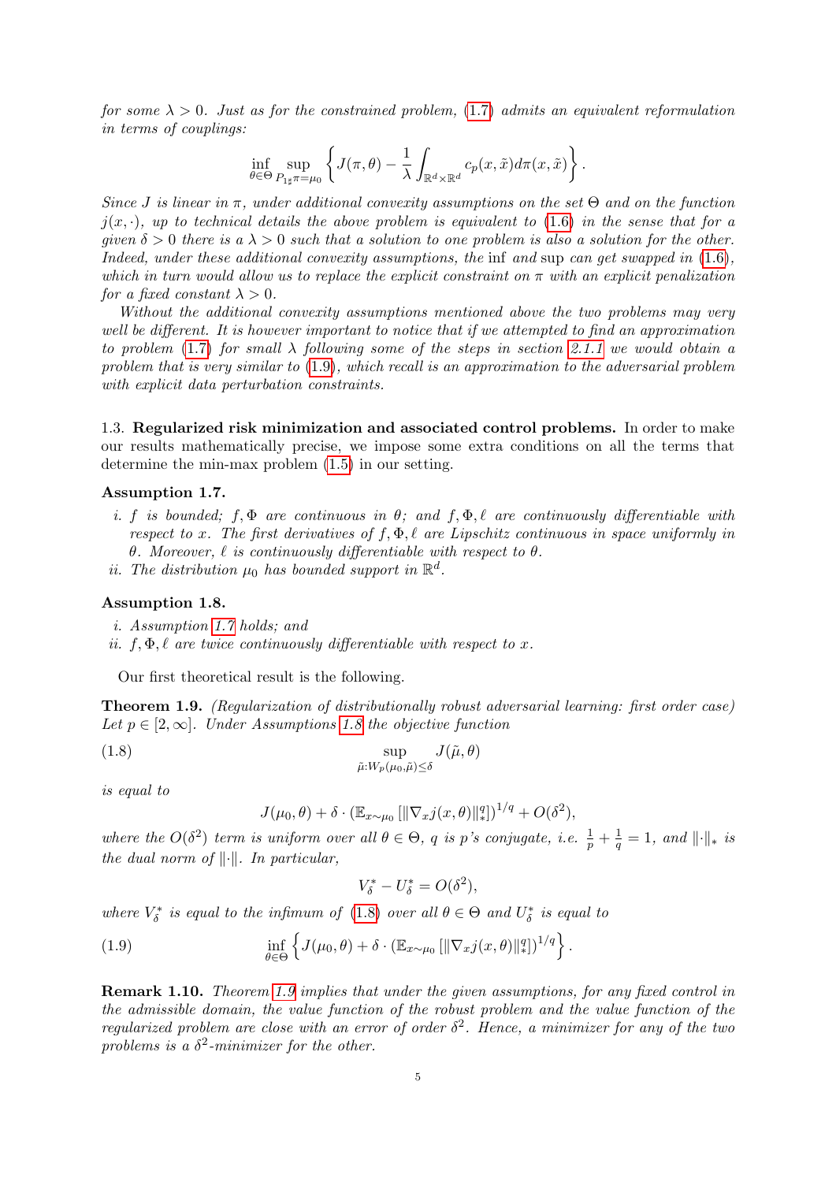*for some $\lambda > 0$. Just as for the constrained problem, (1.7) admits an equivalent reformulation in terms of couplings:*

$$\inf_{\theta\in\Theta}\sup_{P_{1\sharp}\pi=\mu_0}\left\{J(\pi,\theta)-\frac{1}{\lambda}\int_{\mathbb{R}^d\times\mathbb{R}^d}c_p(x,\tilde{x})d\pi(x,\tilde{x})\right\}.$$

*Since $J$ is linear in $\pi$, under additional convexity assumptions on the set $\Theta$ and on the function $j(x,\cdot)$, up to technical details the above problem is equivalent to (1.6) in the sense that for a given $\delta > 0$ there is a $\lambda > 0$ such that a solution to one problem is also a solution for the other. Indeed, under these additional convexity assumptions, the* inf *and* sup *can get swapped in (1.6), which in turn would allow us to replace the explicit constraint on $\pi$ with an explicit penalization for a fixed constant $\lambda > 0$.*

*Without the additional convexity assumptions mentioned above the two problems may very well be different. It is however important to notice that if we attempted to find an approximation to problem (1.7) for small $\lambda$ following some of the steps in section 2.1.1 we would obtain a problem that is very similar to (1.9), which recall is an approximation to the adversarial problem with explicit data perturbation constraints.*

1.3. **Regularized risk minimization and associated control problems.** In order to make our results mathematically precise, we impose some extra conditions on all the terms that determine the min-max problem (1.5) in our setting.

**Assumption 1.7.**

*i. $f$ is bounded; $f,\Phi$ are continuous in $\theta$; and $f,\Phi,\ell$ are continuously differentiable with respect to $x$. The first derivatives of $f,\Phi,\ell$ are Lipschitz continuous in space uniformly in $\theta$. Moreover, $\ell$ is continuously differentiable with respect to $\theta$.*

*ii. The distribution $\mu_0$ has bounded support in $\mathbb{R}^d$.*

**Assumption 1.8.**

*i. Assumption 1.7 holds; and*

*ii. $f,\Phi,\ell$ are twice continuously differentiable with respect to $x$.*

Our first theoretical result is the following.

**Theorem 1.9.** *(Regularization of distributionally robust adversarial learning: first order case) Let $p \in [2,\infty]$. Under Assumptions 1.8 the objective function*

$$\sup_{\tilde{\mu}:W_p(\mu_0,\tilde{\mu})\leq\delta} J(\tilde{\mu},\theta) \tag{1.8}$$

*is equal to*

$$J(\mu_0,\theta)+\delta\cdot\left(\mathbb{E}_{x\sim\mu_0}\left[\|\nabla_x j(x,\theta)\|_*^q\right]\right)^{1/q}+O(\delta^2),$$

*where the $O(\delta^2)$ term is uniform over all $\theta\in\Theta$, $q$ is $p$'s conjugate, i.e. $\frac{1}{p}+\frac{1}{q}=1$, and $\|\cdot\|_*$ is the dual norm of $\|\cdot\|$. In particular,*

$$V_\delta^* - U_\delta^* = O(\delta^2),$$

*where $V_\delta^*$ is equal to the infimum of (1.8) over all $\theta\in\Theta$ and $U_\delta^*$ is equal to*

$$\inf_{\theta\in\Theta}\left\{J(\mu_0,\theta)+\delta\cdot\left(\mathbb{E}_{x\sim\mu_0}\left[\|\nabla_x j(x,\theta)\|_*^q\right]\right)^{1/q}\right\}. \tag{1.9}$$

**Remark 1.10.** *Theorem 1.9 implies that under the given assumptions, for any fixed control in the admissible domain, the value function of the robust problem and the value function of the regularized problem are close with an error of order $\delta^2$. Hence, a minimizer for any of the two problems is a $\delta^2$-minimizer for the other.*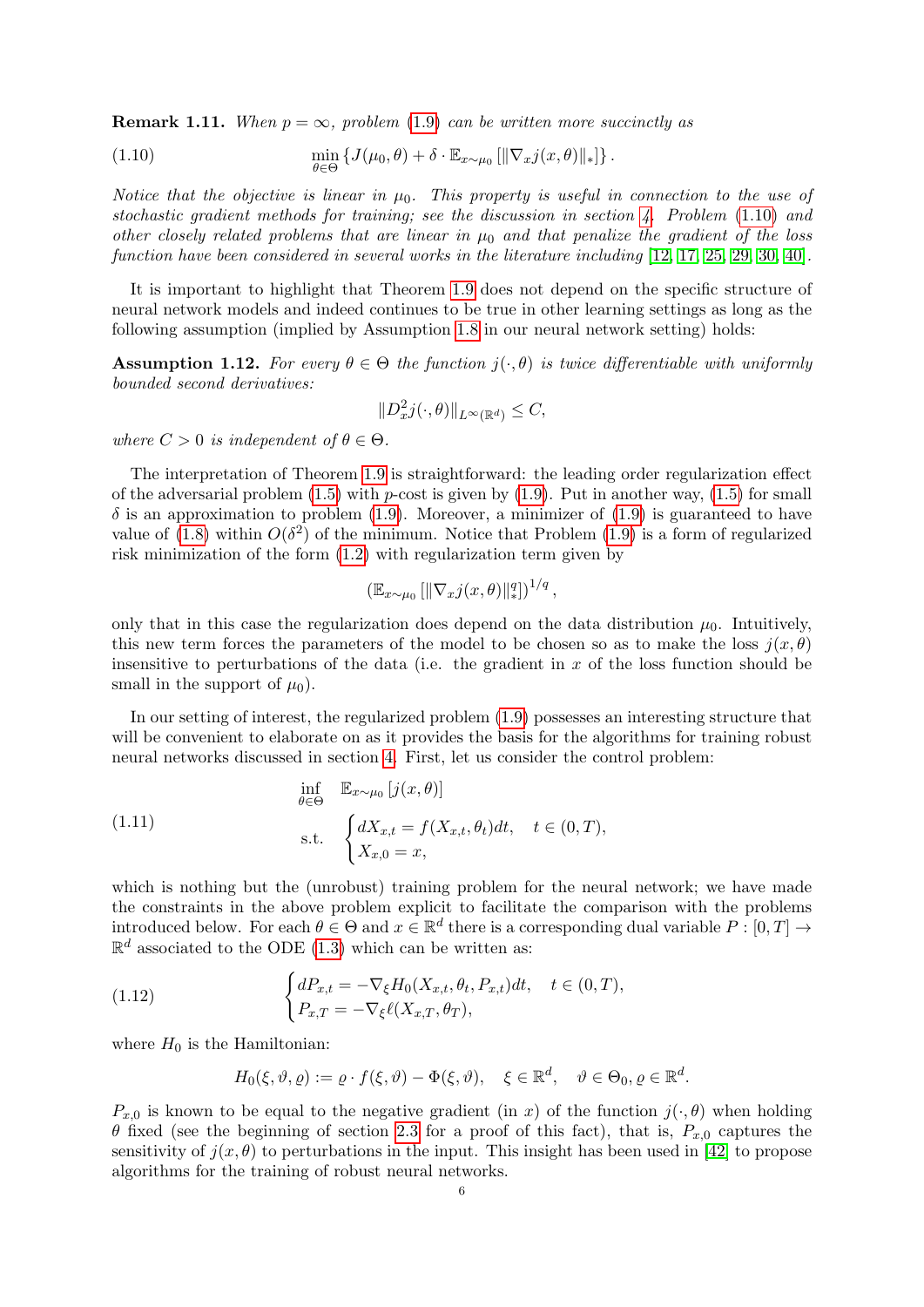**Remark 1.11.** *When $p = \infty$, problem (1.9) can be written more succinctly as*

$$
\min_{\theta \in \Theta} \left\{ J(\mu_0, \theta) + \delta \cdot \mathbb{E}_{x \sim \mu_0} \left[ \|\nabla_x j(x, \theta)\|_* \right] \right\}. \tag{1.10}
$$

*Notice that the objective is linear in $\mu_0$. This property is useful in connection to the use of stochastic gradient methods for training; see the discussion in section 4. Problem (1.10) and other closely related problems that are linear in $\mu_0$ and that penalize the gradient of the loss function have been considered in several works in the literature including [12, 17, 25, 29, 30, 40].*

It is important to highlight that Theorem 1.9 does not depend on the specific structure of neural network models and indeed continues to be true in other learning settings as long as the following assumption (implied by Assumption 1.8 in our neural network setting) holds:

**Assumption 1.12.** *For every $\theta \in \Theta$ the function $j(\cdot, \theta)$ is twice differentiable with uniformly bounded second derivatives:*

$$
\|D_x^2 j(\cdot, \theta)\|_{L^\infty(\mathbb{R}^d)} \leq C,
$$

*where $C > 0$ is independent of $\theta \in \Theta$.*

The interpretation of Theorem 1.9 is straightforward: the leading order regularization effect of the adversarial problem (1.5) with $p$-cost is given by (1.9). Put in another way, (1.5) for small $\delta$ is an approximation to problem (1.9). Moreover, a minimizer of (1.9) is guaranteed to have value of (1.8) within $O(\delta^2)$ of the minimum. Notice that Problem (1.9) is a form of regularized risk minimization of the form (1.2) with regularization term given by

$$
\left( \mathbb{E}_{x \sim \mu_0} \left[ \|\nabla_x j(x, \theta)\|_*^q \right] \right)^{1/q},
$$

only that in this case the regularization does depend on the data distribution $\mu_0$. Intuitively, this new term forces the parameters of the model to be chosen so as to make the loss $j(x, \theta)$ insensitive to perturbations of the data (i.e. the gradient in $x$ of the loss function should be small in the support of $\mu_0$).

In our setting of interest, the regularized problem (1.9) possesses an interesting structure that will be convenient to elaborate on as it provides the basis for the algorithms for training robust neural networks discussed in section 4. First, let us consider the control problem:

$$
\begin{aligned}
&\inf_{\theta \in \Theta} \quad \mathbb{E}_{x \sim \mu_0} \left[ j(x, \theta) \right] \\
&\text{s.t.} \quad \begin{cases} dX_{x,t} = f(X_{x,t}, \theta_t) dt, & t \in (0, T), \\ X_{x,0} = x, \end{cases}
\end{aligned} \tag{1.11}
$$

which is nothing but the (unrobust) training problem for the neural network; we have made the constraints in the above problem explicit to facilitate the comparison with the problems introduced below. For each $\theta \in \Theta$ and $x \in \mathbb{R}^d$ there is a corresponding dual variable $P : [0, T] \to \mathbb{R}^d$ associated to the ODE (1.3) which can be written as:

$$
\begin{cases} dP_{x,t} = -\nabla_\xi H_0(X_{x,t}, \theta_t, P_{x,t}) dt, & t \in (0, T), \\ P_{x,T} = -\nabla_\xi \ell(X_{x,T}, \theta_T), \end{cases} \tag{1.12}
$$

where $H_0$ is the Hamiltonian:

$$
H_0(\xi, \vartheta, \varrho) := \varrho \cdot f(\xi, \vartheta) - \Phi(\xi, \vartheta), \quad \xi \in \mathbb{R}^d, \quad \vartheta \in \Theta_0, \varrho \in \mathbb{R}^d.
$$

$P_{x,0}$ is known to be equal to the negative gradient (in $x$) of the function $j(\cdot, \theta)$ when holding $\theta$ fixed (see the beginning of section 2.3 for a proof of this fact), that is, $P_{x,0}$ captures the sensitivity of $j(x, \theta)$ to perturbations in the input. This insight has been used in [42] to propose algorithms for the training of robust neural networks.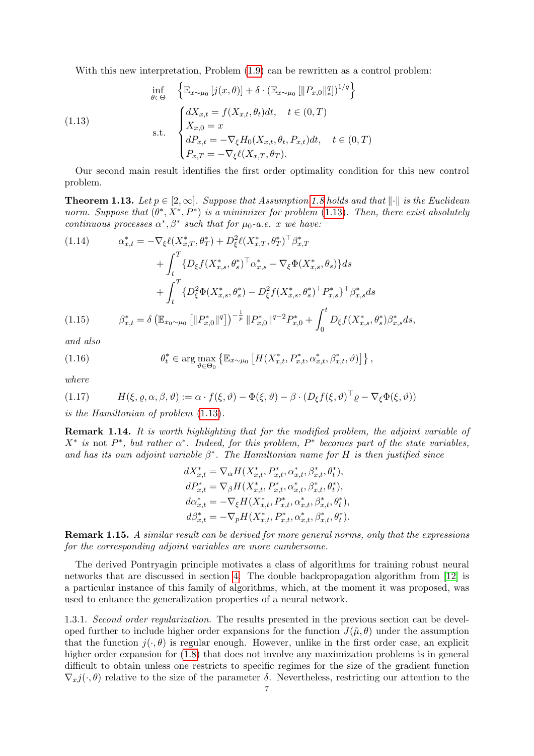With this new interpretation, Problem (1.9) can be rewritten as a control problem:

$$
\begin{aligned}
&\inf_{\theta \in \Theta} \quad \left\{ \mathbb{E}_{x\sim\mu_0}\left[j(x,\theta)\right] + \delta \cdot \left(\mathbb{E}_{x\sim\mu_0}\left[\|P_{x,0}\|_*^q\right]\right)^{1/q} \right\} \\
&\text{s.t.} \quad \begin{cases} dX_{x,t} = f(X_{x,t},\theta_t)dt, \quad t \in (0,T) \\ X_{x,0} = x \\ dP_{x,t} = -\nabla_\xi H_0(X_{x,t},\theta_t,P_{x,t})dt, \quad t \in (0,T) \\ P_{x,T} = -\nabla_\xi \ell(X_{x,T},\theta_T). \end{cases}
\end{aligned} \tag{1.13}
$$

Our second main result identifies the first order optimality condition for this new control problem.

**Theorem 1.13.** *Let $p \in [2,\infty]$. Suppose that Assumption 1.8 holds and that $\|\cdot\|$ is the Euclidean norm. Suppose that $(\theta^*, X^*, P^*)$ is a minimizer for problem (1.13). Then, there exist absolutely continuous processes $\alpha^*, \beta^*$ such that for $\mu_0$-a.e. $x$ we have:*

$$
\begin{aligned}
\alpha^*_{x,t} = &-\nabla_\xi \ell(X^*_{x,T},\theta^*_T) + D^2_\xi \ell(X^*_{x,T},\theta^*_T)^\top \beta^*_{x,T} \\
&+ \int_t^T \{D_\xi f(X^*_{x,s},\theta^*_s)^\top \alpha^*_{x,s} - \nabla_\xi \Phi(X^*_{x,s},\theta_s)\}ds \\
&+ \int_t^T \{D^2_\xi \Phi(X^*_{x,s},\theta^*_s) - D^2_\xi f(X^*_{x,s},\theta^*_s)^\top P^*_{x,s}\}^\top \beta^*_{x,s} ds
\end{aligned} \tag{1.14}
$$

$$
\beta^*_{x,t} = \delta \left(\mathbb{E}_{x_0\sim\mu_0}\left[\|P^*_{x,0}\|^q\right]\right)^{-\frac{1}{p}} \|P^*_{x,0}\|^{q-2} P^*_{x,0} + \int_0^t D_\xi f(X^*_{x,s},\theta^*_s)\beta^*_{x,s}ds, \tag{1.15}
$$

*and also*

$$
\theta^*_t \in \arg\max_{\vartheta\in\Theta_0} \left\{ \mathbb{E}_{x\sim\mu_0}\left[H(X^*_{x,t},P^*_{x,t},\alpha^*_{x,t},\beta^*_{x,t},\vartheta)\right]\right\}, \tag{1.16}
$$

*where*

$$
H(\xi,\varrho,\alpha,\beta,\vartheta) := \alpha\cdot f(\xi,\vartheta) - \Phi(\xi,\vartheta) - \beta\cdot \left(D_\xi f(\xi,\vartheta)^\top \varrho - \nabla_\xi \Phi(\xi,\vartheta)\right) \tag{1.17}
$$

*is the Hamiltonian of problem (1.13).*

**Remark 1.14.** *It is worth highlighting that for the modified problem, the adjoint variable of $X^*$ is* not *$P^*$, but rather $\alpha^*$. Indeed, for this problem, $P^*$ becomes part of the state variables, and has its own adjoint variable $\beta^*$. The Hamiltonian name for $H$ is then justified since*

$$
\begin{aligned}
dX^*_{x,t} &= \nabla_\alpha H(X^*_{x,t},P^*_{x,t},\alpha^*_{x,t},\beta^*_{x,t},\theta^*_t), \\
dP^*_{x,t} &= \nabla_\beta H(X^*_{x,t},P^*_{x,t},\alpha^*_{x,t},\beta^*_{x,t},\theta^*_t), \\
d\alpha^*_{x,t} &= -\nabla_\xi H(X^*_{x,t},P^*_{x,t},\alpha^*_{x,t},\beta^*_{x,t},\theta^*_t), \\
d\beta^*_{x,t} &= -\nabla_p H(X^*_{x,t},P^*_{x,t},\alpha^*_{x,t},\beta^*_{x,t},\theta^*_t).
\end{aligned}
$$

**Remark 1.15.** *A similar result can be derived for more general norms, only that the expressions for the corresponding adjoint variables are more cumbersome.*

The derived Pontryagin principle motivates a class of algorithms for training robust neural networks that are discussed in section 4. The double backpropagation algorithm from [12] is a particular instance of this family of algorithms, which, at the moment it was proposed, was used to enhance the generalization properties of a neural network.

1.3.1. *Second order regularization.* The results presented in the previous section can be developed further to include higher order expansions for the function $J(\tilde{\mu},\theta)$ under the assumption that the function $j(\cdot,\theta)$ is regular enough. However, unlike in the first order case, an explicit higher order expansion for (1.8) that does not involve any maximization problems is in general difficult to obtain unless one restricts to specific regimes for the size of the gradient function $\nabla_x j(\cdot,\theta)$ relative to the size of the parameter $\delta$. Nevertheless, restricting our attention to the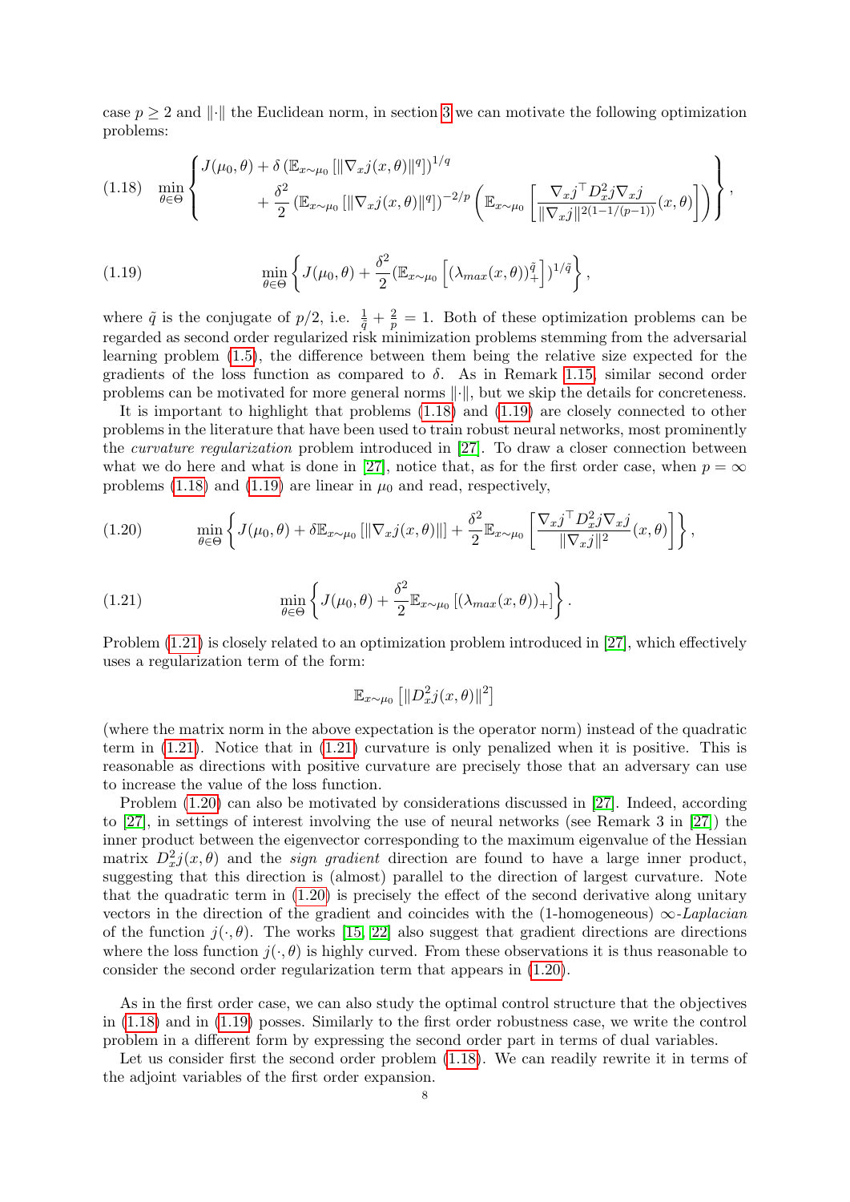case $p \geq 2$ and $\|\cdot\|$ the Euclidean norm, in section 3 we can motivate the following optimization problems:

$$
\min_{\theta \in \Theta} \left\{ \begin{aligned} & J(\mu_0, \theta) + \delta \left( \mathbb{E}_{x \sim \mu_0} \left[ \|\nabla_x j(x, \theta)\|^q \right] \right)^{1/q} \\ & \quad + \frac{\delta^2}{2} \left( \mathbb{E}_{x \sim \mu_0} \left[ \|\nabla_x j(x, \theta)\|^q \right] \right)^{-2/p} \left( \mathbb{E}_{x \sim \mu_0} \left[ \frac{\nabla_x j^\top D_x^2 j \nabla_x j}{\|\nabla_x j\|^{2(1 - 1/(p-1))}}(x, \theta) \right] \right) \end{aligned} \right\}, \tag{1.18}
$$

$$
\min_{\theta \in \Theta} \left\{ J(\mu_0, \theta) + \frac{\delta^2}{2} (\mathbb{E}_{x \sim \mu_0} \left[ (\lambda_{max}(x, \theta))_+^{\tilde{q}} \right])^{1/\tilde{q}} \right\}, \tag{1.19}
$$

where $\tilde{q}$ is the conjugate of $p/2$, i.e. $\frac{1}{\tilde{q}} + \frac{2}{p} = 1$. Both of these optimization problems can be regarded as second order regularized risk minimization problems stemming from the adversarial learning problem (1.5), the difference between them being the relative size expected for the gradients of the loss function as compared to $\delta$. As in Remark 1.15, similar second order problems can be motivated for more general norms $\|\cdot\|$, but we skip the details for concreteness.

It is important to highlight that problems (1.18) and (1.19) are closely connected to other problems in the literature that have been used to train robust neural networks, most prominently the *curvature regularization* problem introduced in [27]. To draw a closer connection between what we do here and what is done in [27], notice that, as for the first order case, when $p = \infty$ problems (1.18) and (1.19) are linear in $\mu_0$ and read, respectively,

$$
\min_{\theta \in \Theta} \left\{ J(\mu_0, \theta) + \delta \mathbb{E}_{x \sim \mu_0} \left[ \|\nabla_x j(x, \theta)\| \right] + \frac{\delta^2}{2} \mathbb{E}_{x \sim \mu_0} \left[ \frac{\nabla_x j^\top D_x^2 j \nabla_x j}{\|\nabla_x j\|^2}(x, \theta) \right] \right\}, \tag{1.20}
$$

$$
\min_{\theta \in \Theta} \left\{ J(\mu_0, \theta) + \frac{\delta^2}{2} \mathbb{E}_{x \sim \mu_0} \left[ (\lambda_{max}(x, \theta))_+ \right] \right\}. \tag{1.21}
$$

Problem (1.21) is closely related to an optimization problem introduced in [27], which effectively uses a regularization term of the form:

$$
\mathbb{E}_{x \sim \mu_0} \left[ \|D_x^2 j(x, \theta)\|^2 \right]
$$

(where the matrix norm in the above expectation is the operator norm) instead of the quadratic term in (1.21). Notice that in (1.21) curvature is only penalized when it is positive. This is reasonable as directions with positive curvature are precisely those that an adversary can use to increase the value of the loss function.

Problem (1.20) can also be motivated by considerations discussed in [27]. Indeed, according to [27], in settings of interest involving the use of neural networks (see Remark 3 in [27]) the inner product between the eigenvector corresponding to the maximum eigenvalue of the Hessian matrix $D_x^2 j(x, \theta)$ and the *sign gradient* direction are found to have a large inner product, suggesting that this direction is (almost) parallel to the direction of largest curvature. Note that the quadratic term in (1.20) is precisely the effect of the second derivative along unitary vectors in the direction of the gradient and coincides with the (1-homogeneous) $\infty$-*Laplacian* of the function $j(\cdot, \theta)$. The works [15, 22] also suggest that gradient directions are directions where the loss function $j(\cdot, \theta)$ is highly curved. From these observations it is thus reasonable to consider the second order regularization term that appears in (1.20).

As in the first order case, we can also study the optimal control structure that the objectives in (1.18) and in (1.19) posses. Similarly to the first order robustness case, we write the control problem in a different form by expressing the second order part in terms of dual variables.

Let us consider first the second order problem (1.18). We can readily rewrite it in terms of the adjoint variables of the first order expansion.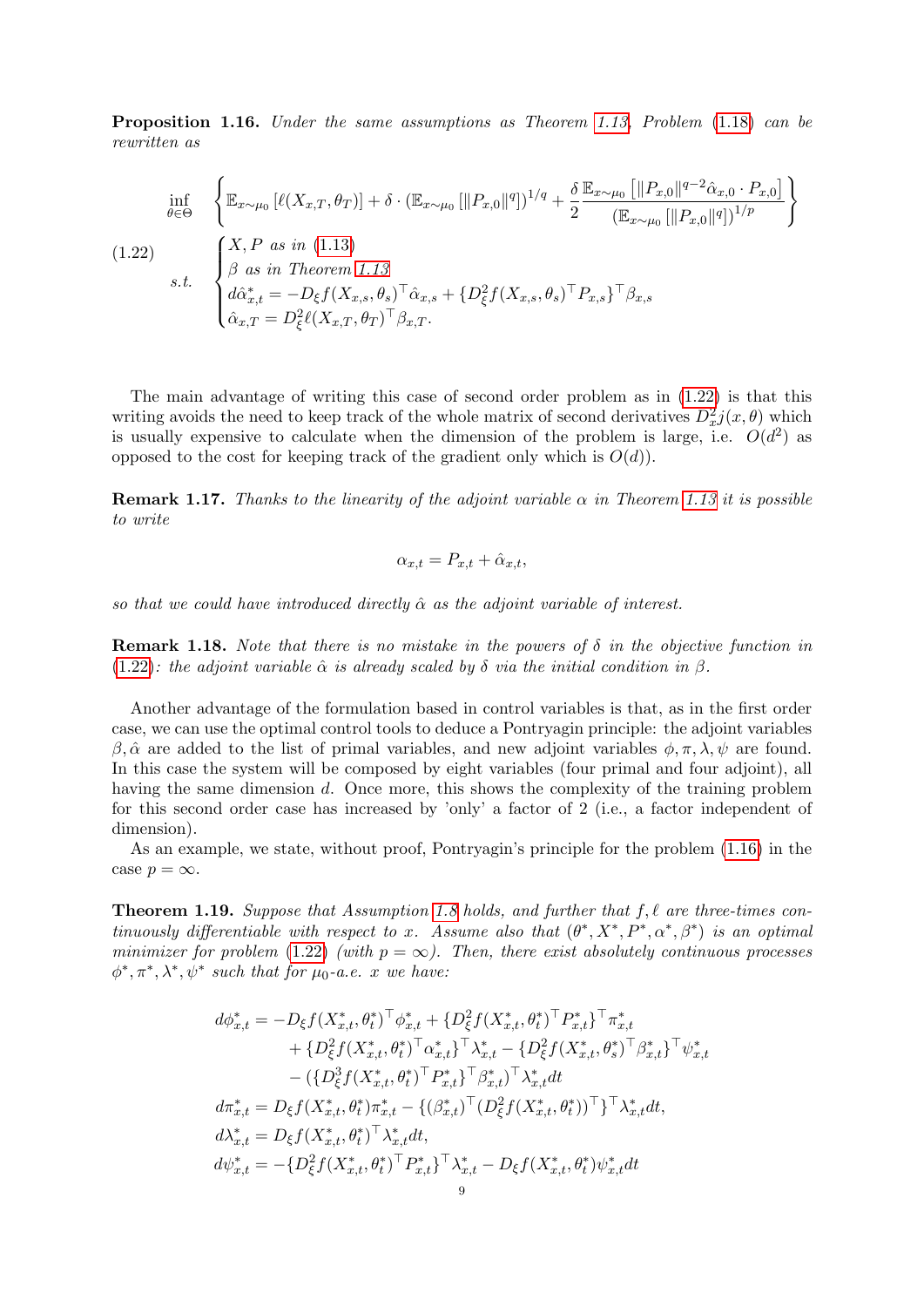**Proposition 1.16.** *Under the same assumptions as Theorem 1.13, Problem (1.18) can be rewritten as*

$$
\begin{aligned}
&\inf_{\theta\in\Theta} \quad \left\{ \mathbb{E}_{x\sim\mu_0}\left[\ell(X_{x,T},\theta_T)\right] + \delta\cdot\left(\mathbb{E}_{x\sim\mu_0}\left[\|P_{x,0}\|^q\right]\right)^{1/q} + \frac{\delta}{2}\frac{\mathbb{E}_{x\sim\mu_0}\left[\|P_{x,0}\|^{q-2}\hat{\alpha}_{x,0}\cdot P_{x,0}\right]}{\left(\mathbb{E}_{x\sim\mu_0}\left[\|P_{x,0}\|^q\right]\right)^{1/p}} \right\} \\
&\text{s.t.} \quad \begin{cases} X, P \text{ as in (1.13)} \\ \beta \text{ as in Theorem 1.13} \\ d\hat{\alpha}^*_{x,t} = -D_\xi f(X_{x,s},\theta_s)^\top \hat{\alpha}_{x,s} + \{D^2_\xi f(X_{x,s},\theta_s)^\top P_{x,s}\}^\top \beta_{x,s} \\ \hat{\alpha}_{x,T} = D^2_\xi \ell(X_{x,T},\theta_T)^\top \beta_{x,T}. \end{cases}
\end{aligned} \tag{1.22}
$$

The main advantage of writing this case of second order problem as in (1.22) is that this writing avoids the need to keep track of the whole matrix of second derivatives $D^2_x j(x,\theta)$ which is usually expensive to calculate when the dimension of the problem is large, i.e. $O(d^2)$ as opposed to the cost for keeping track of the gradient only which is $O(d)$).

**Remark 1.17.** *Thanks to the linearity of the adjoint variable $\alpha$ in Theorem 1.13 it is possible to write*

$$
\alpha_{x,t} = P_{x,t} + \hat{\alpha}_{x,t},
$$

*so that we could have introduced directly $\hat{\alpha}$ as the adjoint variable of interest.*

**Remark 1.18.** *Note that there is no mistake in the powers of $\delta$ in the objective function in (1.22): the adjoint variable $\hat{\alpha}$ is already scaled by $\delta$ via the initial condition in $\beta$.*

Another advantage of the formulation based in control variables is that, as in the first order case, we can use the optimal control tools to deduce a Pontryagin principle: the adjoint variables $\beta, \hat{\alpha}$ are added to the list of primal variables, and new adjoint variables $\phi, \pi, \lambda, \psi$ are found. In this case the system will be composed by eight variables (four primal and four adjoint), all having the same dimension $d$. Once more, this shows the complexity of the training problem for this second order case has increased by 'only' a factor of 2 (i.e., a factor independent of dimension).

As an example, we state, without proof, Pontryagin's principle for the problem (1.16) in the case $p = \infty$.

**Theorem 1.19.** *Suppose that Assumption 1.8 holds, and further that $f, \ell$ are three-times continuously differentiable with respect to $x$. Assume also that $(\theta^*, X^*, P^*, \alpha^*, \beta^*)$ is an optimal minimizer for problem (1.22) (with $p = \infty$). Then, there exist absolutely continuous processes $\phi^*, \pi^*, \lambda^*, \psi^*$ such that for $\mu_0$-a.e. $x$ we have:*

$$
\begin{aligned}
d\phi^*_{x,t} &= -D_\xi f(X^*_{x,t},\theta^*_t)^\top \phi^*_{x,t} + \{D^2_\xi f(X^*_{x,t},\theta^*_t)^\top P^*_{x,t}\}^\top \pi^*_{x,t} \\
&\quad + \{D^2_\xi f(X^*_{x,t},\theta^*_t)^\top \alpha^*_{x,t}\}^\top \lambda^*_{x,t} - \{D^2_\xi f(X^*_{x,t},\theta^*_s)^\top \beta^*_{x,t}\}^\top \psi^*_{x,t} \\
&\quad - (\{D^3_\xi f(X^*_{x,t},\theta^*_t)^\top P^*_{x,t}\}^\top \beta^*_{x,t})^\top \lambda^*_{x,t} dt \\
d\pi^*_{x,t} &= D_\xi f(X^*_{x,t},\theta^*_t)\pi^*_{x,t} - \{(\beta^*_{x,t})^\top (D^2_\xi f(X^*_{x,t},\theta^*_t))^\top\}^\top \lambda^*_{x,t} dt, \\
d\lambda^*_{x,t} &= D_\xi f(X^*_{x,t},\theta^*_t)^\top \lambda^*_{x,t} dt, \\
d\psi^*_{x,t} &= -\{D^2_\xi f(X^*_{x,t},\theta^*_t)^\top P^*_{x,t}\}^\top \lambda^*_{x,t} - D_\xi f(X^*_{x,t},\theta^*_t)\psi^*_{x,t} dt
\end{aligned}
$$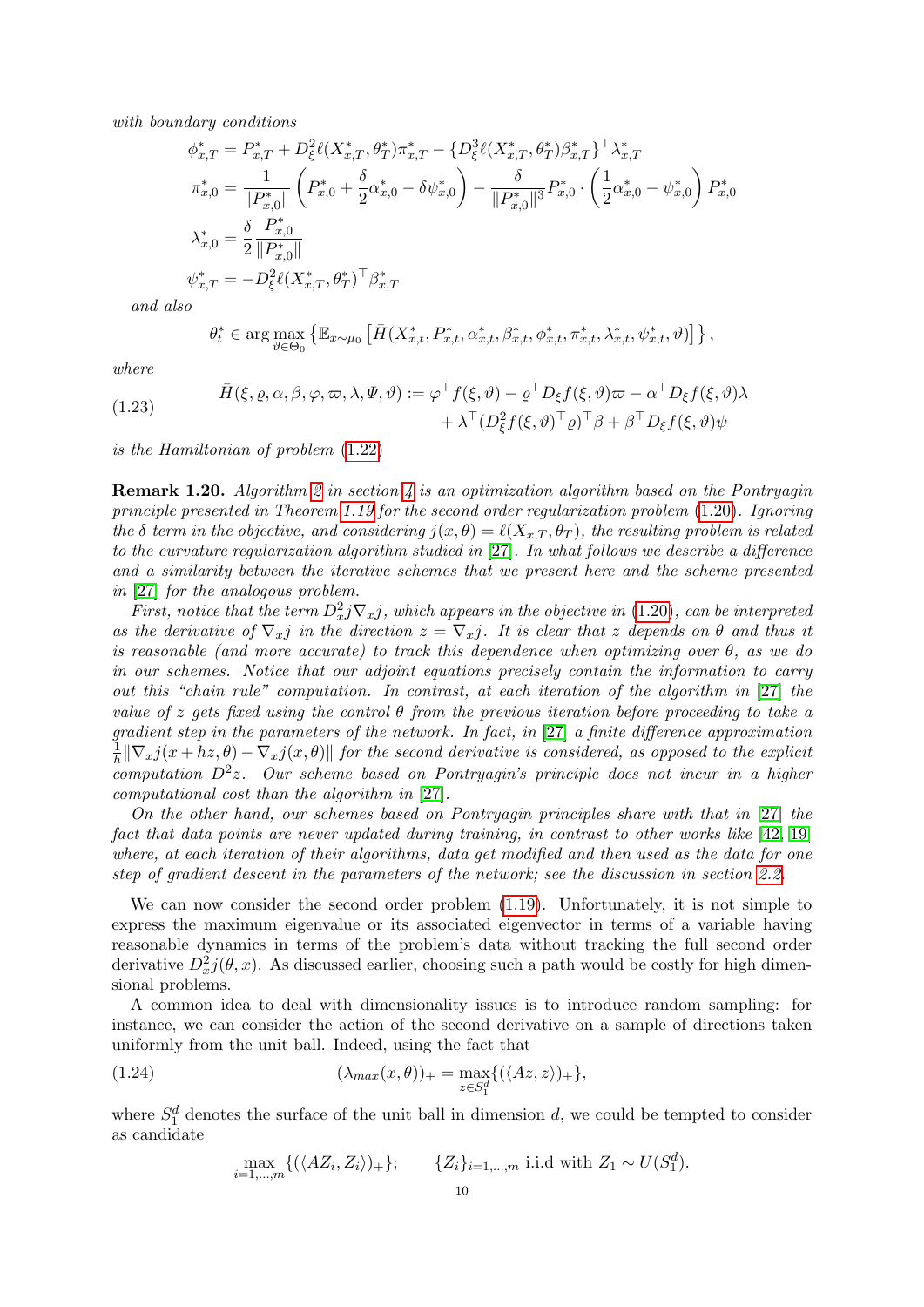*with boundary conditions*

$$
\begin{aligned}
\phi^*_{x,T} &= P^*_{x,T} + D^2_\xi \ell(X^*_{x,T}, \theta^*_T)\pi^*_{x,T} - \{D^3_\xi \ell(X^*_{x,T}, \theta^*_T)\beta^*_{x,T}\}^\top \lambda^*_{x,T} \\
\pi^*_{x,0} &= \frac{1}{\|P^*_{x,0}\|}\left(P^*_{x,0} + \frac{\delta}{2}\alpha^*_{x,0} - \delta\psi^*_{x,0}\right) - \frac{\delta}{\|P^*_{x,0}\|^3} P^*_{x,0} \cdot \left(\frac{1}{2}\alpha^*_{x,0} - \psi^*_{x,0}\right) P^*_{x,0} \\
\lambda^*_{x,0} &= \frac{\delta}{2}\frac{P^*_{x,0}}{\|P^*_{x,0}\|} \\
\psi^*_{x,T} &= -D^2_\xi \ell(X^*_{x,T}, \theta^*_T)^\top \beta^*_{x,T}
\end{aligned}
$$

*and also*

$$
\theta^*_t \in \arg\max_{\vartheta \in \Theta_0} \left\{ \mathbb{E}_{x\sim\mu_0}\left[\bar{H}(X^*_{x,t}, P^*_{x,t}, \alpha^*_{x,t}, \beta^*_{x,t}, \phi^*_{x,t}, \pi^*_{x,t}, \lambda^*_{x,t}, \psi^*_{x,t}, \vartheta)\right]\right\},
$$

*where*

$$
\begin{aligned}
\bar{H}(\xi, \varrho, \alpha, \beta, \varphi, \varpi, \lambda, \Psi, \vartheta) := \varphi^\top f(\xi, \vartheta) - \varrho^\top D_\xi f(\xi, \vartheta)\varpi - \alpha^\top D_\xi f(\xi, \vartheta)\lambda \\
+ \lambda^\top (D^2_\xi f(\xi, \vartheta)^\top \varrho)^\top \beta + \beta^\top D_\xi f(\xi, \vartheta)\psi
\end{aligned}
\tag{1.23}
$$

*is the Hamiltonian of problem* (1.22)

**Remark 1.20.** *Algorithm 2 in section 4 is an optimization algorithm based on the Pontryagin principle presented in Theorem 1.19 for the second order regularization problem* (1.20)*. Ignoring the $\delta$ term in the objective, and considering $j(x, \theta) = \ell(X_{x,T}, \theta_T)$, the resulting problem is related to the curvature regularization algorithm studied in* [27]*. In what follows we describe a difference and a similarity between the iterative schemes that we present here and the scheme presented in* [27] *for the analogous problem.*

*First, notice that the term $D^2_x j \nabla_x j$, which appears in the objective in* (1.20)*, can be interpreted as the derivative of $\nabla_x j$ in the direction $z = \nabla_x j$. It is clear that $z$ depends on $\theta$ and thus it is reasonable (and more accurate) to track this dependence when optimizing over $\theta$, as we do in our schemes. Notice that our adjoint equations precisely contain the information to carry out this "chain rule" computation. In contrast, at each iteration of the algorithm in* [27] *the value of $z$ gets fixed using the control $\theta$ from the previous iteration before proceeding to take a gradient step in the parameters of the network. In fact, in* [27] *a finite difference approximation $\frac{1}{h}\|\nabla_x j(x + hz, \theta) - \nabla_x j(x, \theta)\|$ for the second derivative is considered, as opposed to the explicit computation $D^2 z$. Our scheme based on Pontryagin's principle does not incur in a higher computational cost than the algorithm in* [27]*.*

*On the other hand, our schemes based on Pontryagin principles share with that in* [27] *the fact that data points are never updated during training, in contrast to other works like* [42, 19] *where, at each iteration of their algorithms, data get modified and then used as the data for one step of gradient descent in the parameters of the network; see the discussion in section 2.2.*

We can now consider the second order problem (1.19). Unfortunately, it is not simple to express the maximum eigenvalue or its associated eigenvector in terms of a variable having reasonable dynamics in terms of the problem's data without tracking the full second order derivative $D^2_x j(\theta, x)$. As discussed earlier, choosing such a path would be costly for high dimensional problems.

A common idea to deal with dimensionality issues is to introduce random sampling: for instance, we can consider the action of the second derivative on a sample of directions taken uniformly from the unit ball. Indeed, using the fact that

$$
(\lambda_{max}(x, \theta))_+ = \max_{z \in S^d_1}\{(\langle Az, z\rangle)_+\},
\tag{1.24}
$$

where $S^d_1$ denotes the surface of the unit ball in dimension $d$, we could be tempted to consider as candidate

$$
\max_{i=1,\dots,m}\{(\langle AZ_i, Z_i\rangle)_+\}; \qquad \{Z_i\}_{i=1,\dots,m} \text{ i.i.d with } Z_1 \sim U(S^d_1).
$$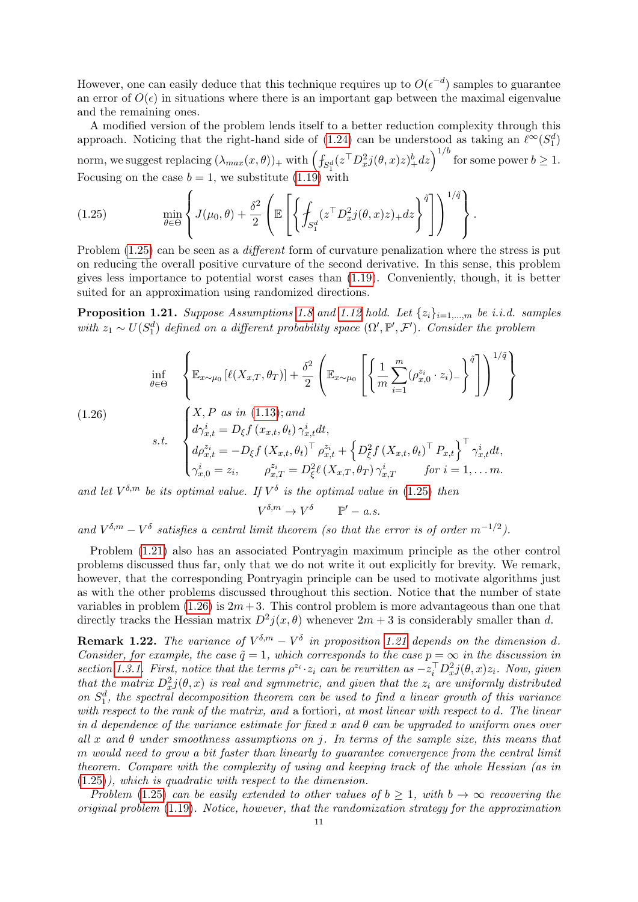However, one can easily deduce that this technique requires up to $O(\epsilon^{-d})$ samples to guarantee an error of $O(\epsilon)$ in situations where there is an important gap between the maximal eigenvalue and the remaining ones.

A modified version of the problem lends itself to a better reduction complexity through this approach. Noticing that the right-hand side of (1.24) can be understood as taking an $\ell^\infty(S_1^d)$ norm, we suggest replacing $(\lambda_{max}(x,\theta))_+$ with $\left(\fint_{S_1^d}(z^\top D_x^2 j(\theta,x)z)_+^b dz\right)^{1/b}$ for some power $b\geq 1$. Focusing on the case $b=1$, we substitute (1.19) with

$$
\min_{\theta\in\Theta}\left\{ J(\mu_0,\theta)+\frac{\delta^2}{2}\left(\mathbb{E}\left[\left\{\fint_{S_1^d}(z^\top D_x^2 j(\theta,x)z)_+dz\right\}^{\tilde q}\right]\right)^{1/\tilde q}\right\}. \tag{1.25}
$$

Problem (1.25) can be seen as a *different* form of curvature penalization where the stress is put on reducing the overall positive curvature of the second derivative. In this sense, this problem gives less importance to potential worst cases than (1.19). Conveniently, though, it is better suited for an approximation using randomized directions.

**Proposition 1.21.** *Suppose Assumptions 1.8 and 1.12 hold. Let $\{z_i\}_{i=1,\ldots,m}$ be i.i.d. samples with $z_1\sim U(S_1^d)$ defined on a different probability space $(\Omega',\mathbb{P}',\mathcal{F}')$. Consider the problem*

$$
\begin{aligned}
&\inf_{\theta\in\Theta}\quad \left\{\mathbb{E}_{x\sim\mu_0}\left[\ell(X_{x,T},\theta_T)\right]+\frac{\delta^2}{2}\left(\mathbb{E}_{x\sim\mu_0}\left[\left\{\frac{1}{m}\sum_{i=1}^m(\rho_{x,0}^{z_i}\cdot z_i)_-\right\}^{\tilde q}\right]\right)^{1/\tilde q}\right\}\\
&\quad\text{s.t.}\quad \begin{cases} X,P \text{ as in (1.13); and}\\ d\gamma_{x,t}^i = D_\xi f\left(x_{x,t},\theta_t\right)\gamma_{x,t}^i dt,\\ d\rho_{x,t}^{z_i} = -D_\xi f\left(X_{x,t},\theta_t\right)^\top\rho_{x,t}^{z_i}+\left\{D_\xi^2 f\left(X_{x,t},\theta_t\right)^\top P_{x,t}\right\}^\top\gamma_{x,t}^i dt,\\ \gamma_{x,0}^i = z_i,\qquad \rho_{x,T}^{z_i} = D_\xi^2\ell\left(X_{x,T},\theta_T\right)\gamma_{x,T}^i\qquad \text{for } i=1,\ldots m.\end{cases}
\end{aligned}
\tag{1.26}
$$

*and let $V^{\delta,m}$ be its optimal value. If $V^\delta$ is the optimal value in (1.25) then*

$$
V^{\delta,m}\to V^\delta\qquad \mathbb{P}'-a.s.
$$

*and $V^{\delta,m}-V^\delta$ satisfies a central limit theorem (so that the error is of order $m^{-1/2}$).*

Problem (1.21) also has an associated Pontryagin maximum principle as the other control problems discussed thus far, only that we do not write it out explicitly for brevity. We remark, however, that the corresponding Pontryagin principle can be used to motivate algorithms just as with the other problems discussed throughout this section. Notice that the number of state variables in problem (1.26) is $2m+3$. This control problem is more advantageous than one that directly tracks the Hessian matrix $D^2j(x,\theta)$ whenever $2m+3$ is considerably smaller than $d$.

**Remark 1.22.** *The variance of $V^{\delta,m}-V^\delta$ in proposition 1.21 depends on the dimension $d$. Consider, for example, the case $\tilde q=1$, which corresponds to the case $p=\infty$ in the discussion in section 1.3.1. First, notice that the terms $\rho^{z_i}\cdot z_i$ can be rewritten as $-z_i^\top D_x^2 j(\theta,x)z_i$. Now, given that the matrix $D_x^2 j(\theta,x)$ is real and symmetric, and given that the $z_i$ are uniformly distributed on $S_1^d$, the spectral decomposition theorem can be used to find a linear growth of this variance with respect to the rank of the matrix, and* a fortiori*, at most linear with respect to $d$. The linear in $d$ dependence of the variance estimate for fixed $x$ and $\theta$ can be upgraded to uniform ones over all $x$ and $\theta$ under smoothness assumptions on $j$. In terms of the sample size, this means that $m$ would need to grow a bit faster than linearly to guarantee convergence from the central limit theorem. Compare with the complexity of using and keeping track of the whole Hessian (as in (1.25)), which is quadratic with respect to the dimension.*

*Problem (1.25) can be easily extended to other values of $b\geq 1$, with $b\to\infty$ recovering the original problem (1.19). Notice, however, that the randomization strategy for the approximation*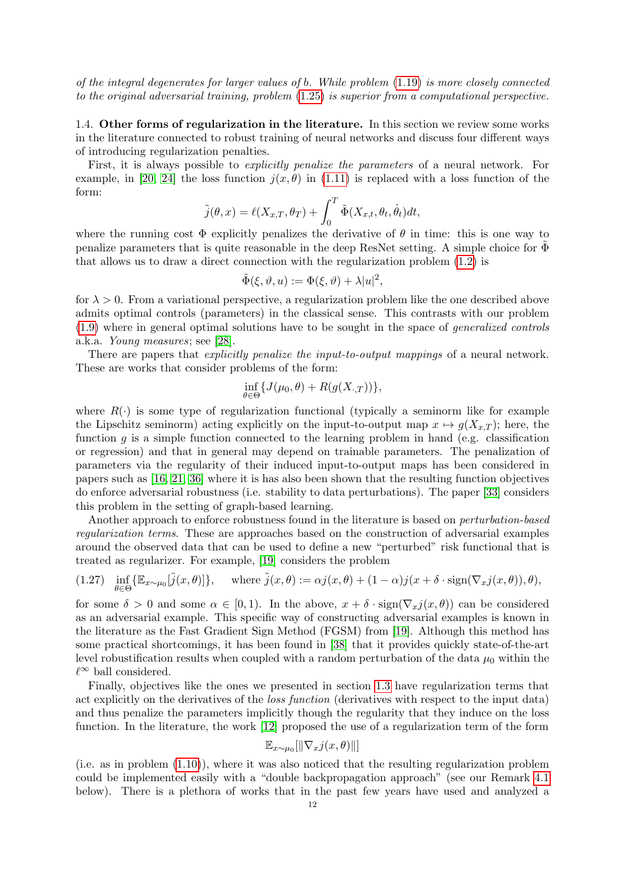*of the integral degenerates for larger values of b. While problem (1.19) is more closely connected to the original adversarial training, problem (1.25) is superior from a computational perspective.*

1.4. **Other forms of regularization in the literature.** In this section we review some works in the literature connected to robust training of neural networks and discuss four different ways of introducing regularization penalties.

First, it is always possible to *explicitly penalize the parameters* of a neural network. For example, in [20, 24] the loss function $j(x, \theta)$ in (1.11) is replaced with a loss function of the form:

$$\tilde{j}(\theta, x) = \ell(X_{x,T}, \theta_T) + \int_0^T \tilde{\Phi}(X_{x,t}, \theta_t, \dot{\theta}_t) dt,$$

where the running cost $\Phi$ explicitly penalizes the derivative of $\theta$ in time: this is one way to penalize parameters that is quite reasonable in the deep ResNet setting. A simple choice for $\tilde{\Phi}$ that allows us to draw a direct connection with the regularization problem (1.2) is

$$\tilde{\Phi}(\xi, \vartheta, u) := \Phi(\xi, \vartheta) + \lambda |u|^2,$$

for $\lambda > 0$. From a variational perspective, a regularization problem like the one described above admits optimal controls (parameters) in the classical sense. This contrasts with our problem (1.9) where in general optimal solutions have to be sought in the space of *generalized controls* a.k.a. *Young measures*; see [28].

There are papers that *explicitly penalize the input-to-output mappings* of a neural network. These are works that consider problems of the form:

$$\inf_{\theta \in \Theta} \{ J(\mu_0, \theta) + R(g(X_{\cdot,T})) \},$$

where $R(\cdot)$ is some type of regularization functional (typically a seminorm like for example the Lipschitz seminorm) acting explicitly on the input-to-output map $x \mapsto g(X_{x,T})$; here, the function $g$ is a simple function connected to the learning problem in hand (e.g. classification or regression) and that in general may depend on trainable parameters. The penalization of parameters via the regularity of their induced input-to-output maps has been considered in papers such as [16, 21, 36] where it is has also been shown that the resulting function objectives do enforce adversarial robustness (i.e. stability to data perturbations). The paper [33] considers this problem in the setting of graph-based learning.

Another approach to enforce robustness found in the literature is based on *perturbation-based regularization terms*. These are approaches based on the construction of adversarial examples around the observed data that can be used to define a new "perturbed" risk functional that is treated as regularizer. For example, [19] considers the problem

$$\inf_{\theta \in \Theta} \{ \mathbb{E}_{x \sim \mu_0}[\tilde{j}(x, \theta)] \}, \quad \text{where } \tilde{j}(x, \theta) := \alpha j(x, \theta) + (1 - \alpha) j(x + \delta \cdot \text{sign}(\nabla_x j(x, \theta)), \theta), \tag{1.27}$$

for some $\delta > 0$ and some $\alpha \in [0, 1)$. In the above, $x + \delta \cdot \text{sign}(\nabla_x j(x, \theta))$ can be considered as an adversarial example. This specific way of constructing adversarial examples is known in the literature as the Fast Gradient Sign Method (FGSM) from [19]. Although this method has some practical shortcomings, it has been found in [38] that it provides quickly state-of-the-art level robustification results when coupled with a random perturbation of the data $\mu_0$ within the $\ell^\infty$ ball considered.

Finally, objectives like the ones we presented in section 1.3 have regularization terms that act explicitly on the derivatives of the *loss function* (derivatives with respect to the input data) and thus penalize the parameters implicitly though the regularity that they induce on the loss function. In the literature, the work [12] proposed the use of a regularization term of the form

$$\mathbb{E}_{x \sim \mu_0}[\|\nabla_x j(x, \theta)\|]$$

(i.e. as in problem (1.10)), where it was also noticed that the resulting regularization problem could be implemented easily with a "double backpropagation approach" (see our Remark 4.1 below). There is a plethora of works that in the past few years have used and analyzed a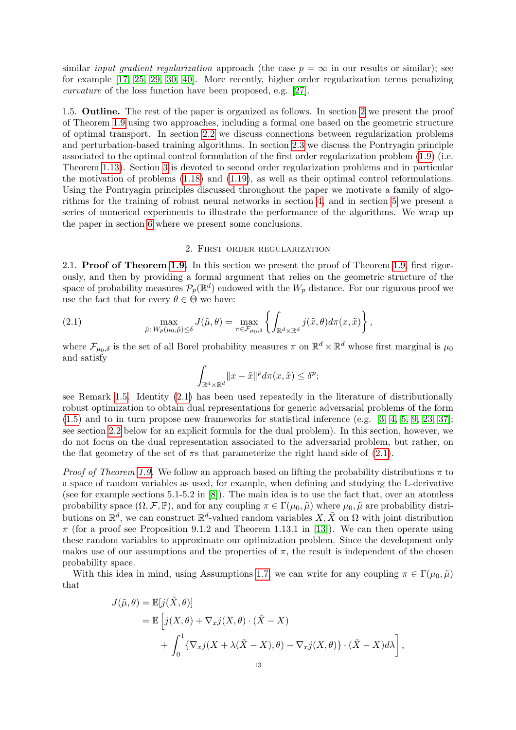similar *input gradient regularization* approach (the case $p = \infty$ in our results or similar); see for example [17, 25, 29, 30, 40]. More recently, higher order regularization terms penalizing *curvature* of the loss function have been proposed, e.g. [27].

1.5. **Outline.** The rest of the paper is organized as follows. In section 2 we present the proof of Theorem 1.9 using two approaches, including a formal one based on the geometric structure of optimal transport. In section 2.2 we discuss connections between regularization problems and perturbation-based training algorithms. In section 2.3 we discuss the Pontryagin principle associated to the optimal control formulation of the first order regularization problem (1.9) (i.e. Theorem 1.13). Section 3 is devoted to second order regularization problems and in particular the motivation of problems (1.18) and (1.19), as well as their optimal control reformulations. Using the Pontryagin principles discussed throughout the paper we motivate a family of algorithms for the training of robust neural networks in section 4, and in section 5 we present a series of numerical experiments to illustrate the performance of the algorithms. We wrap up the paper in section 6 where we present some conclusions.

## 2. First order regularization

2.1. **Proof of Theorem 1.9.** In this section we present the proof of Theorem 1.9, first rigorously, and then by providing a formal argument that relies on the geometric structure of the space of probability measures $\mathcal{P}_p(\mathbb{R}^d)$ endowed with the $W_p$ distance. For our rigurous proof we use the fact that for every $\theta \in \Theta$ we have:

$$\max_{\tilde{\mu}:\, W_p(\mu_0, \tilde{\mu}) \leq \delta} J(\tilde{\mu}, \theta) = \max_{\pi \in \mathcal{F}_{\mu_0,\delta}} \left\{ \int_{\mathbb{R}^d \times \mathbb{R}^d} j(\tilde{x}, \theta) d\pi(x, \tilde{x}) \right\}, \tag{2.1}$$

where $\mathcal{F}_{\mu_0,\delta}$ is the set of all Borel probability measures $\pi$ on $\mathbb{R}^d \times \mathbb{R}^d$ whose first marginal is $\mu_0$ and satisfy

$$\int_{\mathbb{R}^d \times \mathbb{R}^d} \|x - \tilde{x}\|^p d\pi(x, \tilde{x}) \leq \delta^p;$$

see Remark 1.5. Identity (2.1) has been used repeatedly in the literature of distributionally robust optimization to obtain dual representations for generic adversarial problems of the form (1.5) and to in turn propose new frameworks for statistical inference (e.g. [3, 4, 5, 9, 23, 37]; see section 2.2 below for an explicit formula for the dual problem). In this section, however, we do not focus on the dual representation associated to the adversarial problem, but rather, on the flat geometry of the set of $\pi$s that parameterize the right hand side of (2.1).

*Proof of Theorem 1.9.* We follow an approach based on lifting the probability distributions $\pi$ to a space of random variables as used, for example, when defining and studying the L-derivative (see for example sections 5.1-5.2 in [8]). The main idea is to use the fact that, over an atomless probability space $(\Omega, \mathcal{F}, \mathbb{P})$, and for any coupling $\pi \in \Gamma(\mu_0, \tilde{\mu})$ where $\mu_0, \tilde{\mu}$ are probability distributions on $\mathbb{R}^d$, we can construct $\mathbb{R}^d$-valued random variables $X, \tilde{X}$ on $\Omega$ with joint distribution $\pi$ (for a proof see Proposition 9.1.2 and Theorem 1.13.1 in [13]). We can then operate using these random variables to approximate our optimization problem. Since the development only makes use of our assumptions and the properties of $\pi$, the result is independent of the chosen probability space.

With this idea in mind, using Assumptions 1.7, we can write for any coupling $\pi \in \Gamma(\mu_0, \tilde{\mu})$ that

$$\begin{aligned}
J(\tilde{\mu}, \theta) &= \mathbb{E}[j(\tilde{X}, \theta)] \\
&= \mathbb{E}\Big[ j(X, \theta) + \nabla_x j(X, \theta) \cdot (\tilde{X} - X) \\
&\qquad + \int_0^1 \{\nabla_x j(X + \lambda(\tilde{X} - X), \theta) - \nabla_x j(X, \theta)\} \cdot (\tilde{X} - X) d\lambda \Big],
\end{aligned}$$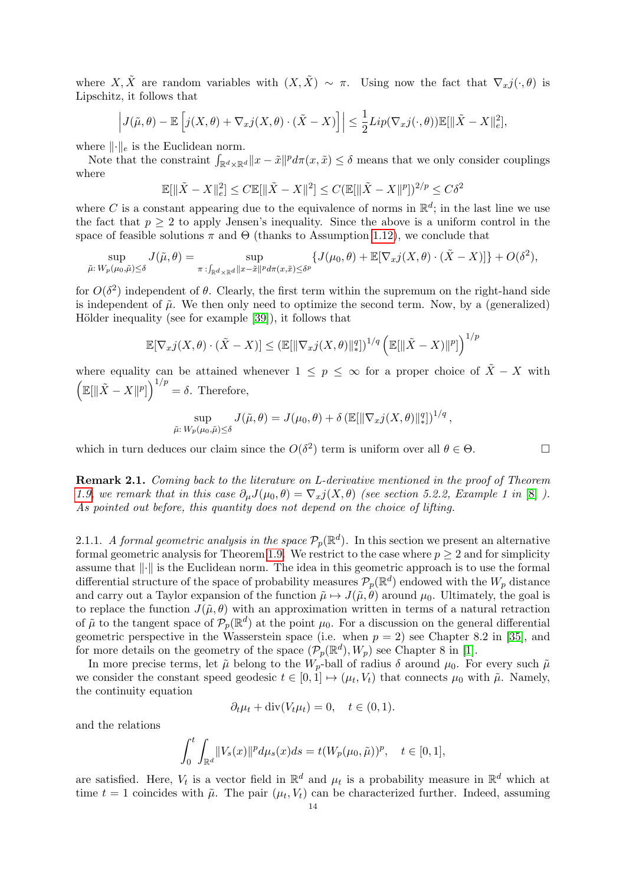where $X, \tilde{X}$ are random variables with $(X, \tilde{X}) \sim \pi$. Using now the fact that $\nabla_x j(\cdot, \theta)$ is Lipschitz, it follows that

$$\left| J(\tilde{\mu}, \theta) - \mathbb{E}\left[ j(X, \theta) + \nabla_x j(X, \theta) \cdot (\tilde{X} - X) \right] \right| \leq \frac{1}{2} Lip(\nabla_x j(\cdot, \theta)) \mathbb{E}[\|\tilde{X} - X\|_e^2],$$

where $\|\cdot\|_e$ is the Euclidean norm.

Note that the constraint $\int_{\mathbb{R}^d \times \mathbb{R}^d} \|x - \tilde{x}\|^p d\pi(x, \tilde{x}) \leq \delta$ means that we only consider couplings where

$$\mathbb{E}[\|\tilde{X} - X\|_e^2] \leq C\mathbb{E}[\|\tilde{X} - X\|^2] \leq C(\mathbb{E}[\|\tilde{X} - X\|^p])^{2/p} \leq C\delta^2$$

where $C$ is a constant appearing due to the equivalence of norms in $\mathbb{R}^d$; in the last line we use the fact that $p \geq 2$ to apply Jensen's inequality. Since the above is a uniform control in the space of feasible solutions $\pi$ and $\Theta$ (thanks to Assumption 1.12), we conclude that

$$\sup_{\tilde{\mu}:\, W_p(\mu_0, \tilde{\mu}) \leq \delta} J(\tilde{\mu}, \theta) = \sup_{\pi \,:\int_{\mathbb{R}^d \times \mathbb{R}^d} \|x - \tilde{x}\|^p d\pi(x, \tilde{x}) \leq \delta^p} \{J(\mu_0, \theta) + \mathbb{E}[\nabla_x j(X, \theta) \cdot (\tilde{X} - X)]\} + O(\delta^2),$$

for $O(\delta^2)$ independent of $\theta$. Clearly, the first term within the supremum on the right-hand side is independent of $\tilde{\mu}$. We then only need to optimize the second term. Now, by a (generalized) Hölder inequality (see for example [39]), it follows that

$$\mathbb{E}[\nabla_x j(X, \theta) \cdot (\tilde{X} - X)] \leq (\mathbb{E}[\|\nabla_x j(X, \theta)\|_*^q])^{1/q} \left( \mathbb{E}[\|\tilde{X} - X)\|^p] \right)^{1/p}$$

where equality can be attained whenever $1 \leq p \leq \infty$ for a proper choice of $\tilde{X} - X$ with $\left( \mathbb{E}[\|\tilde{X} - X\|^p] \right)^{1/p} = \delta$. Therefore,

$$\sup_{\tilde{\mu}:\, W_p(\mu_0, \tilde{\mu}) \leq \delta} J(\tilde{\mu}, \theta) = J(\mu_0, \theta) + \delta \left( \mathbb{E}[\|\nabla_x j(X, \theta)\|_*^q] \right)^{1/q},$$

which in turn deduces our claim since the $O(\delta^2)$ term is uniform over all $\theta \in \Theta$. $\square$

**Remark 2.1.** *Coming back to the literature on L-derivative mentioned in the proof of Theorem 1.9, we remark that in this case $\partial_\mu J(\mu_0, \theta) = \nabla_x j(X, \theta)$ (see section 5.2.2, Example 1 in [8] ). As pointed out before, this quantity does not depend on the choice of lifting.*

2.1.1. *A formal geometric analysis in the space $\mathcal{P}_p(\mathbb{R}^d)$.* In this section we present an alternative formal geometric analysis for Theorem 1.9. We restrict to the case where $p \geq 2$ and for simplicity assume that $\|\cdot\|$ is the Euclidean norm. The idea in this geometric approach is to use the formal differential structure of the space of probability measures $\mathcal{P}_p(\mathbb{R}^d)$ endowed with the $W_p$ distance and carry out a Taylor expansion of the function $\tilde{\mu} \mapsto J(\tilde{\mu}, \theta)$ around $\mu_0$. Ultimately, the goal is to replace the function $J(\tilde{\mu}, \theta)$ with an approximation written in terms of a natural retraction of $\tilde{\mu}$ to the tangent space of $\mathcal{P}_p(\mathbb{R}^d)$ at the point $\mu_0$. For a discussion on the general differential geometric perspective in the Wasserstein space (i.e. when $p = 2$) see Chapter 8.2 in [35], and for more details on the geometry of the space $(\mathcal{P}_p(\mathbb{R}^d), W_p)$ see Chapter 8 in [1].

In more precise terms, let $\tilde{\mu}$ belong to the $W_p$-ball of radius $\delta$ around $\mu_0$. For every such $\tilde{\mu}$ we consider the constant speed geodesic $t \in [0, 1] \mapsto (\mu_t, V_t)$ that connects $\mu_0$ with $\tilde{\mu}$. Namely, the continuity equation

$$\partial_t \mu_t + \operatorname{div}(V_t \mu_t) = 0, \quad t \in (0, 1).$$

and the relations

$$\int_0^t \int_{\mathbb{R}^d} \|V_s(x)\|^p d\mu_s(x) ds = t(W_p(\mu_0, \tilde{\mu}))^p, \quad t \in [0, 1],$$

are satisfied. Here, $V_t$ is a vector field in $\mathbb{R}^d$ and $\mu_t$ is a probability measure in $\mathbb{R}^d$ which at time $t = 1$ coincides with $\tilde{\mu}$. The pair $(\mu_t, V_t)$ can be characterized further. Indeed, assuming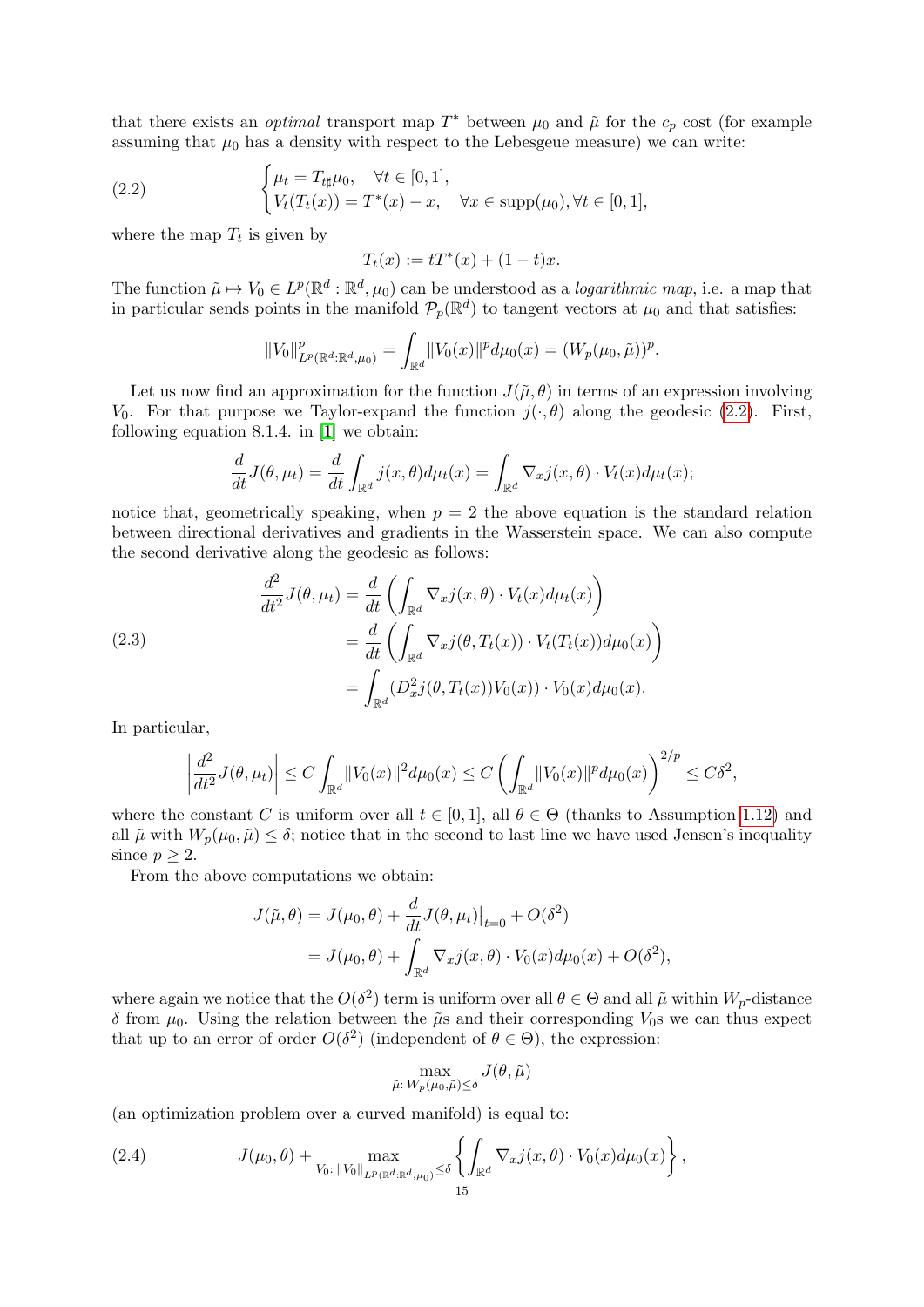that there exists an *optimal* transport map $T^*$ between $\mu_0$ and $\tilde{\mu}$ for the $c_p$ cost (for example assuming that $\mu_0$ has a density with respect to the Lebesgeue measure) we can write:

$$
\begin{cases} \mu_t = T_{t\sharp}\mu_0, \quad \forall t \in [0,1], \\ V_t(T_t(x)) = T^*(x) - x, \quad \forall x \in \text{supp}(\mu_0), \forall t \in [0,1], \end{cases} \tag{2.2}
$$

where the map $T_t$ is given by

$$
T_t(x) := tT^*(x) + (1-t)x.
$$

The function $\tilde{\mu} \mapsto V_0 \in L^p(\mathbb{R}^d : \mathbb{R}^d, \mu_0)$ can be understood as a *logarithmic map*, i.e. a map that in particular sends points in the manifold $\mathcal{P}_p(\mathbb{R}^d)$ to tangent vectors at $\mu_0$ and that satisfies:

$$
\|V_0\|^p_{L^p(\mathbb{R}^d:\mathbb{R}^d,\mu_0)} = \int_{\mathbb{R}^d} \|V_0(x)\|^p d\mu_0(x) = (W_p(\mu_0, \tilde{\mu}))^p.
$$

Let us now find an approximation for the function $J(\tilde{\mu}, \theta)$ in terms of an expression involving $V_0$. For that purpose we Taylor-expand the function $j(\cdot, \theta)$ along the geodesic (2.2). First, following equation 8.1.4. in [1] we obtain:

$$
\frac{d}{dt} J(\theta, \mu_t) = \frac{d}{dt} \int_{\mathbb{R}^d} j(x, \theta) d\mu_t(x) = \int_{\mathbb{R}^d} \nabla_x j(x, \theta) \cdot V_t(x) d\mu_t(x);
$$

notice that, geometrically speaking, when $p = 2$ the above equation is the standard relation between directional derivatives and gradients in the Wasserstein space. We can also compute the second derivative along the geodesic as follows:

$$
\begin{aligned}
\frac{d^2}{dt^2} J(\theta, \mu_t) &= \frac{d}{dt} \left( \int_{\mathbb{R}^d} \nabla_x j(x, \theta) \cdot V_t(x) d\mu_t(x) \right) \\
&= \frac{d}{dt} \left( \int_{\mathbb{R}^d} \nabla_x j(\theta, T_t(x)) \cdot V_t(T_t(x)) d\mu_0(x) \right) \\
&= \int_{\mathbb{R}^d} (D_x^2 j(\theta, T_t(x)) V_0(x)) \cdot V_0(x) d\mu_0(x).
\end{aligned} \tag{2.3}
$$

In particular,

$$
\left| \frac{d^2}{dt^2} J(\theta, \mu_t) \right| \leq C \int_{\mathbb{R}^d} \|V_0(x)\|^2 d\mu_0(x) \leq C \left( \int_{\mathbb{R}^d} \|V_0(x)\|^p d\mu_0(x) \right)^{2/p} \leq C\delta^2,
$$

where the constant $C$ is uniform over all $t \in [0,1]$, all $\theta \in \Theta$ (thanks to Assumption 1.12) and all $\tilde{\mu}$ with $W_p(\mu_0, \tilde{\mu}) \leq \delta$; notice that in the second to last line we have used Jensen's inequality since $p \geq 2$.

From the above computations we obtain:

$$
\begin{aligned}
J(\tilde{\mu}, \theta) &= J(\mu_0, \theta) + \frac{d}{dt} J(\theta, \mu_t)\big|_{t=0} + O(\delta^2) \\
&= J(\mu_0, \theta) + \int_{\mathbb{R}^d} \nabla_x j(x, \theta) \cdot V_0(x) d\mu_0(x) + O(\delta^2),
\end{aligned}
$$

where again we notice that the $O(\delta^2)$ term is uniform over all $\theta \in \Theta$ and all $\tilde{\mu}$ within $W_p$-distance $\delta$ from $\mu_0$. Using the relation between the $\tilde{\mu}$s and their corresponding $V_0$s we can thus expect that up to an error of order $O(\delta^2)$ (independent of $\theta \in \Theta$), the expression:

$$
\max_{\tilde{\mu}: \, W_p(\mu_0, \tilde{\mu}) \leq \delta} J(\theta, \tilde{\mu})
$$

(an optimization problem over a curved manifold) is equal to:

$$
J(\mu_0, \theta) + \max_{V_0: \, \|V_0\|_{L^p(\mathbb{R}^d:\mathbb{R}^d,\mu_0)} \leq \delta} \left\{ \int_{\mathbb{R}^d} \nabla_x j(x, \theta) \cdot V_0(x) d\mu_0(x) \right\}, \tag{2.4}
$$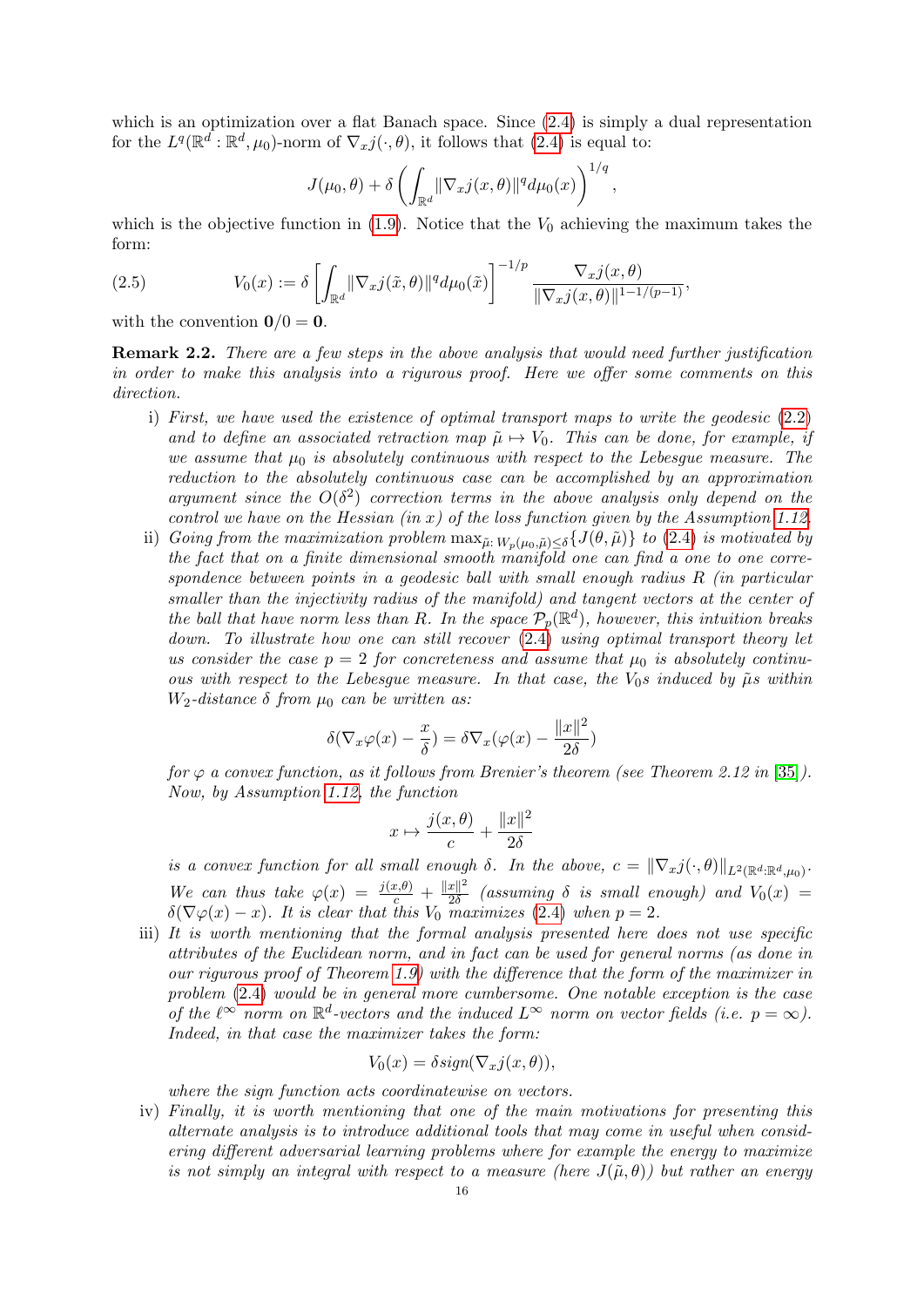which is an optimization over a flat Banach space. Since (2.4) is simply a dual representation for the $L^q(\mathbb{R}^d:\mathbb{R}^d,\mu_0)$-norm of $\nabla_x j(\cdot,\theta)$, it follows that (2.4) is equal to:

$$J(\mu_0,\theta)+\delta\left(\int_{\mathbb{R}^d}\|\nabla_x j(x,\theta)\|^q d\mu_0(x)\right)^{1/q},$$

which is the objective function in (1.9). Notice that the $V_0$ achieving the maximum takes the form:

$$V_0(x) := \delta\left[\int_{\mathbb{R}^d}\|\nabla_x j(\tilde{x},\theta)\|^q d\mu_0(\tilde{x})\right]^{-1/p}\frac{\nabla_x j(x,\theta)}{\|\nabla_x j(x,\theta)\|^{1-1/(p-1)}}, \tag{2.5}$$

with the convention $\mathbf{0}/0=\mathbf{0}$.

**Remark 2.2.** *There are a few steps in the above analysis that would need further justification in order to make this analysis into a rigurous proof. Here we offer some comments on this direction.*

i) *First, we have used the existence of optimal transport maps to write the geodesic (2.2) and to define an associated retraction map $\tilde{\mu}\mapsto V_0$. This can be done, for example, if we assume that $\mu_0$ is absolutely continuous with respect to the Lebesgue measure. The reduction to the absolutely continuous case can be accomplished by an approximation argument since the $O(\delta^2)$ correction terms in the above analysis only depend on the control we have on the Hessian (in $x$) of the loss function given by the Assumption 1.12.*

ii) *Going from the maximization problem $\max_{\tilde{\mu}:\,W_p(\mu_0,\tilde{\mu})\leq\delta}\{J(\theta,\tilde{\mu})\}$ to (2.4) is motivated by the fact that on a finite dimensional smooth manifold one can find a one to one correspondence between points in a geodesic ball with small enough radius $R$ (in particular smaller than the injectivity radius of the manifold) and tangent vectors at the center of the ball that have norm less than $R$. In the space $\mathcal{P}_p(\mathbb{R}^d)$, however, this intuition breaks down. To illustrate how one can still recover (2.4) using optimal transport theory let us consider the case $p=2$ for concreteness and assume that $\mu_0$ is absolutely continuous with respect to the Lebesgue measure. In that case, the $V_0$s induced by $\tilde{\mu}$s within $W_2$-distance $\delta$ from $\mu_0$ can be written as:*

$$\delta(\nabla_x\varphi(x)-\frac{x}{\delta})=\delta\nabla_x(\varphi(x)-\frac{\|x\|^2}{2\delta})$$

*for $\varphi$ a convex function, as it follows from Brenier's theorem (see Theorem 2.12 in [35]). Now, by Assumption 1.12, the function*

$$x\mapsto\frac{j(x,\theta)}{c}+\frac{\|x\|^2}{2\delta}$$

*is a convex function for all small enough $\delta$. In the above, $c=\|\nabla_x j(\cdot,\theta)\|_{L^2(\mathbb{R}^d:\mathbb{R}^d,\mu_0)}$. We can thus take $\varphi(x)=\frac{j(x,\theta)}{c}+\frac{\|x\|^2}{2\delta}$ (assuming $\delta$ is small enough) and $V_0(x)=\delta(\nabla\varphi(x)-x)$. It is clear that this $V_0$ maximizes (2.4) when $p=2$.*

iii) *It is worth mentioning that the formal analysis presented here does not use specific attributes of the Euclidean norm, and in fact can be used for general norms (as done in our rigurous proof of Theorem 1.9) with the difference that the form of the maximizer in problem (2.4) would be in general more cumbersome. One notable exception is the case of the $\ell^\infty$ norm on $\mathbb{R}^d$-vectors and the induced $L^\infty$ norm on vector fields (i.e. $p=\infty$). Indeed, in that case the maximizer takes the form:*

$$V_0(x)=\delta sign(\nabla_x j(x,\theta)),$$

*where the sign function acts coordinatewise on vectors.*

iv) *Finally, it is worth mentioning that one of the main motivations for presenting this alternate analysis is to introduce additional tools that may come in useful when considering different adversarial learning problems where for example the energy to maximize is not simply an integral with respect to a measure (here $J(\tilde{\mu},\theta)$) but rather an energy*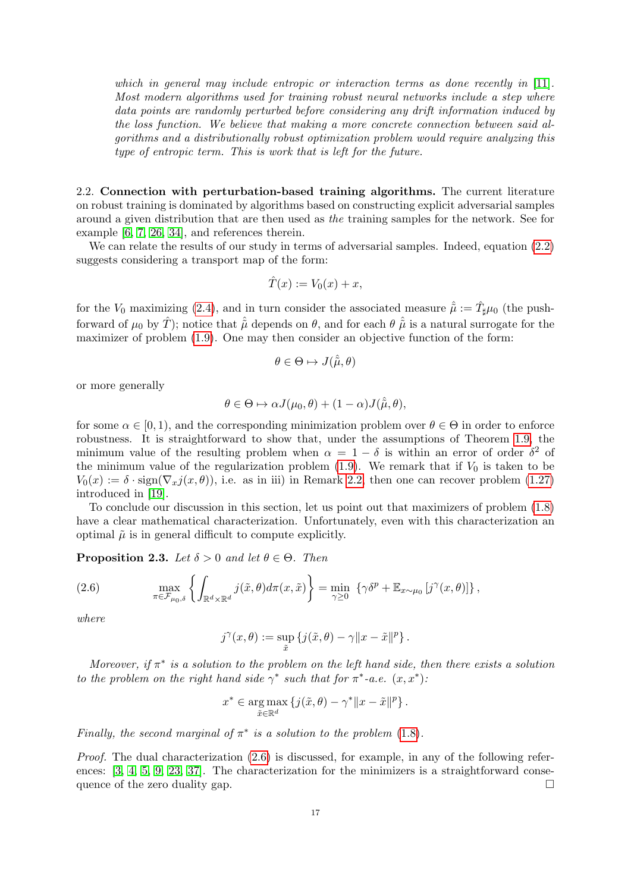*which in general may include entropic or interaction terms as done recently in [11]. Most modern algorithms used for training robust neural networks include a step where data points are randomly perturbed before considering any drift information induced by the loss function. We believe that making a more concrete connection between said algorithms and a distributionally robust optimization problem would require analyzing this type of entropic term. This is work that is left for the future.*

2.2. **Connection with perturbation-based training algorithms.** The current literature on robust training is dominated by algorithms based on constructing explicit adversarial samples around a given distribution that are then used as *the* training samples for the network. See for example [6, 7, 26, 34], and references therein.

We can relate the results of our study in terms of adversarial samples. Indeed, equation (2.2) suggests considering a transport map of the form:

$$\hat{T}(x) := V_0(x) + x,$$

for the $V_0$ maximizing (2.4), and in turn consider the associated measure $\hat{\tilde{\mu}} := \hat{T}_\sharp \mu_0$ (the push-forward of $\mu_0$ by $\hat{T}$); notice that $\hat{\tilde{\mu}}$ depends on $\theta$, and for each $\theta$ $\hat{\tilde{\mu}}$ is a natural surrogate for the maximizer of problem (1.9). One may then consider an objective function of the form:

$$\theta \in \Theta \mapsto J(\hat{\tilde{\mu}}, \theta)$$

or more generally

$$\theta \in \Theta \mapsto \alpha J(\mu_0, \theta) + (1-\alpha) J(\hat{\tilde{\mu}}, \theta),$$

for some $\alpha \in [0, 1)$, and the corresponding minimization problem over $\theta \in \Theta$ in order to enforce robustness. It is straightforward to show that, under the assumptions of Theorem 1.9, the minimum value of the resulting problem when $\alpha = 1 - \delta$ is within an error of order $\delta^2$ of the minimum value of the regularization problem (1.9). We remark that if $V_0$ is taken to be $V_0(x) := \delta \cdot \text{sign}(\nabla_x j(x, \theta))$, i.e. as in iii) in Remark 2.2, then one can recover problem (1.27) introduced in [19].

To conclude our discussion in this section, let us point out that maximizers of problem (1.8) have a clear mathematical characterization. Unfortunately, even with this characterization an optimal $\tilde{\mu}$ is in general difficult to compute explicitly.

**Proposition 2.3.** *Let $\delta > 0$ and let $\theta \in \Theta$. Then*

$$\max_{\pi \in \mathcal{F}_{\mu_0, \delta}} \left\{ \int_{\mathbb{R}^d \times \mathbb{R}^d} j(\tilde{x}, \theta) d\pi(x, \tilde{x}) \right\} = \min_{\gamma \geq 0} \left\{ \gamma \delta^p + \mathbb{E}_{x \sim \mu_0} \left[ j^\gamma(x, \theta) \right] \right\}, \tag{2.6}$$

*where*

$$j^\gamma(x, \theta) := \sup_{\tilde{x}} \left\{ j(\tilde{x}, \theta) - \gamma \|x - \tilde{x}\|^p \right\}.$$

*Moreover, if $\pi^*$ is a solution to the problem on the left hand side, then there exists a solution to the problem on the right hand side $\gamma^*$ such that for $\pi^*$-a.e. $(x, x^*)$:*

$$x^* \in \operatorname*{arg\,max}_{\tilde{x} \in \mathbb{R}^d} \left\{ j(\tilde{x}, \theta) - \gamma^* \|x - \tilde{x}\|^p \right\}.$$

*Finally, the second marginal of $\pi^*$ is a solution to the problem (1.8).*

*Proof.* The dual characterization (2.6) is discussed, for example, in any of the following references: [3, 4, 5, 9, 23, 37]. The characterization for the minimizers is a straightforward consequence of the zero duality gap. □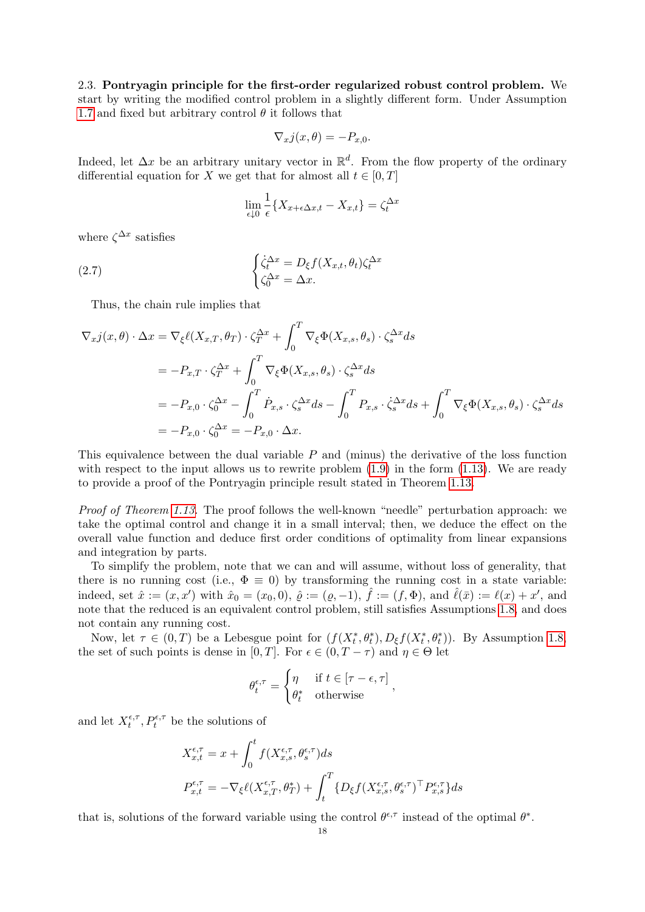2.3. **Pontryagin principle for the first-order regularized robust control problem.** We start by writing the modified control problem in a slightly different form. Under Assumption 1.7 and fixed but arbitrary control $\theta$ it follows that

$$\nabla_x j(x,\theta) = -P_{x,0}.$$

Indeed, let $\Delta x$ be an arbitrary unitary vector in $\mathbb{R}^d$. From the flow property of the ordinary differential equation for $X$ we get that for almost all $t \in [0,T]$

$$\lim_{\epsilon \downarrow 0} \frac{1}{\epsilon}\{X_{x+\epsilon\Delta x,t} - X_{x,t}\} = \zeta_t^{\Delta x}$$

where $\zeta^{\Delta x}$ satisfies

$$\begin{cases} \dot{\zeta}_t^{\Delta x} = D_\xi f(X_{x,t},\theta_t)\zeta_t^{\Delta x} \\ \zeta_0^{\Delta x} = \Delta x. \end{cases} \tag{2.7}$$

Thus, the chain rule implies that

$$\begin{aligned}
\nabla_x j(x,\theta)\cdot\Delta x &= \nabla_\xi \ell(X_{x,T},\theta_T)\cdot\zeta_T^{\Delta x} + \int_0^T \nabla_\xi \Phi(X_{x,s},\theta_s)\cdot\zeta_s^{\Delta x}ds \\
&= -P_{x,T}\cdot\zeta_T^{\Delta x} + \int_0^T \nabla_\xi \Phi(X_{x,s},\theta_s)\cdot\zeta_s^{\Delta x}ds \\
&= -P_{x,0}\cdot\zeta_0^{\Delta x} - \int_0^T \dot{P}_{x,s}\cdot\zeta_s^{\Delta x}ds - \int_0^T P_{x,s}\cdot\dot{\zeta}_s^{\Delta x}ds + \int_0^T \nabla_\xi \Phi(X_{x,s},\theta_s)\cdot\zeta_s^{\Delta x}ds \\
&= -P_{x,0}\cdot\zeta_0^{\Delta x} = -P_{x,0}\cdot\Delta x.
\end{aligned}$$

This equivalence between the dual variable $P$ and (minus) the derivative of the loss function with respect to the input allows us to rewrite problem (1.9) in the form (1.13). We are ready to provide a proof of the Pontryagin principle result stated in Theorem 1.13.

*Proof of Theorem 1.13.* The proof follows the well-known "needle" perturbation approach: we take the optimal control and change it in a small interval; then, we deduce the effect on the overall value function and deduce first order conditions of optimality from linear expansions and integration by parts.

To simplify the problem, note that we can and will assume, without loss of generality, that there is no running cost (i.e., $\Phi \equiv 0$) by transforming the running cost in a state variable: indeed, set $\hat{x} := (x,x')$ with $\hat{x}_0 = (x_0,0)$, $\hat{\varrho} := (\varrho,-1)$, $\hat{f} := (f,\Phi)$, and $\hat{\ell}(\bar{x}) := \ell(x) + x'$, and note that the reduced is an equivalent control problem, still satisfies Assumptions 1.8, and does not contain any running cost.

Now, let $\tau \in (0,T)$ be a Lebesgue point for $(f(X_t^*,\theta_t^*), D_\xi f(X_t^*,\theta_t^*))$. By Assumption 1.8, the set of such points is dense in $[0,T]$. For $\epsilon \in (0,T-\tau)$ and $\eta \in \Theta$ let

$$\theta_t^{\epsilon,\tau} = \begin{cases} \eta & \text{if } t \in [\tau-\epsilon,\tau] \\ \theta_t^* & \text{otherwise} \end{cases},$$

and let $X_t^{\epsilon,\tau}, P_t^{\epsilon,\tau}$ be the solutions of

$$\begin{aligned}
X_{x,t}^{\epsilon,\tau} &= x + \int_0^t f(X_{x,s}^{\epsilon,\tau},\theta_s^{\epsilon,\tau})ds \\
P_{x,t}^{\epsilon,\tau} &= -\nabla_\xi \ell(X_{x,T}^{\epsilon,\tau},\theta_T^*) + \int_t^T \{D_\xi f(X_{x,s}^{\epsilon,\tau},\theta_s^{\epsilon,\tau})^\top P_{x,s}^{\epsilon,\tau}\}ds
\end{aligned}$$

that is, solutions of the forward variable using the control $\theta^{\epsilon,\tau}$ instead of the optimal $\theta^*$.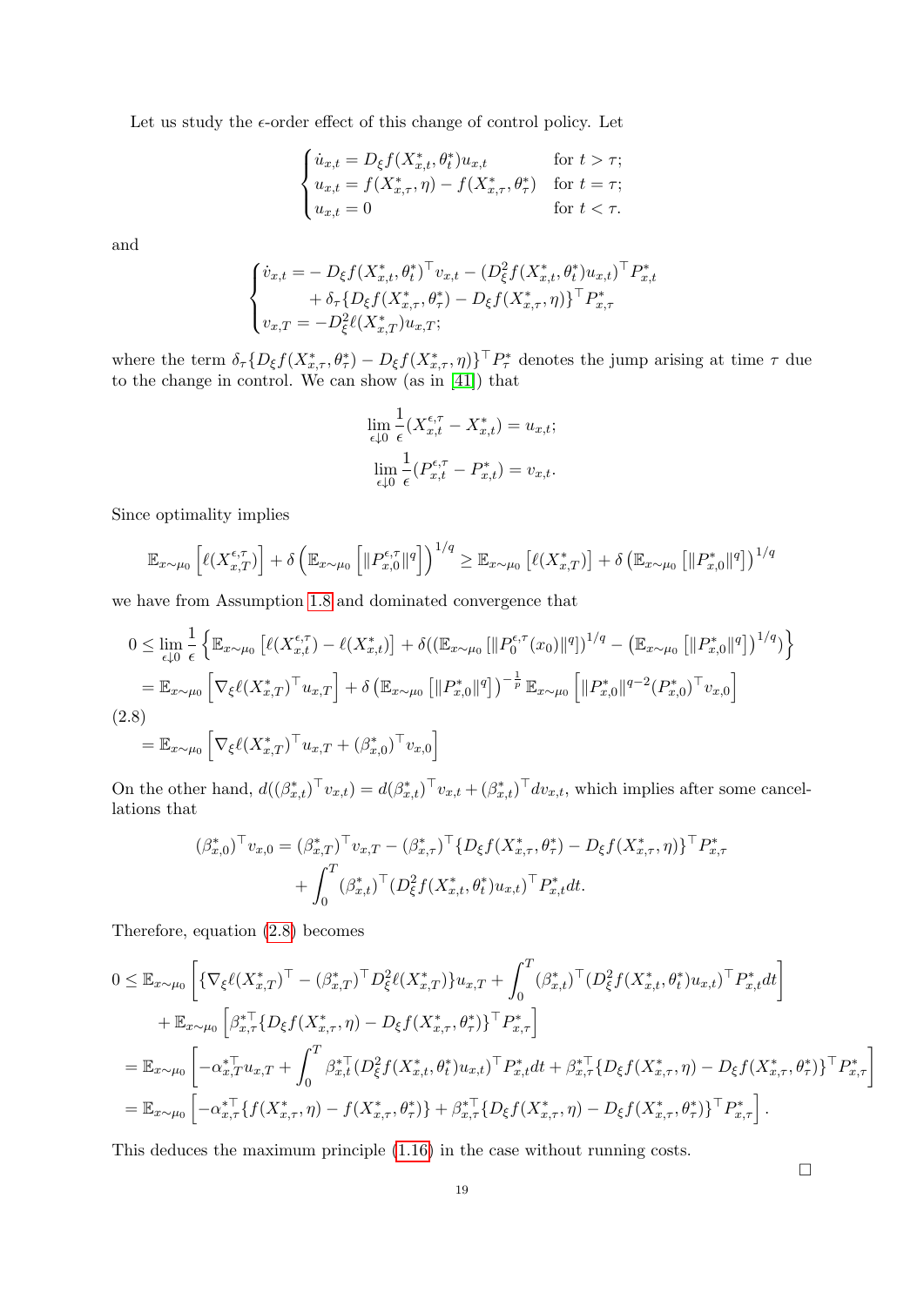Let us study the $\epsilon$-order effect of this change of control policy. Let

$$
\begin{cases}
\dot{u}_{x,t} = D_\xi f(X^*_{x,t}, \theta^*_t) u_{x,t} & \text{for } t > \tau; \\
u_{x,t} = f(X^*_{x,\tau}, \eta) - f(X^*_{x,\tau}, \theta^*_\tau) & \text{for } t = \tau; \\
u_{x,t} = 0 & \text{for } t < \tau.
\end{cases}
$$

and

$$
\begin{cases}
\dot{v}_{x,t} = -D_\xi f(X^*_{x,t}, \theta^*_t)^\top v_{x,t} - (D^2_\xi f(X^*_{x,t}, \theta^*_t) u_{x,t})^\top P^*_{x,t} \\
\qquad\quad + \delta_\tau \{D_\xi f(X^*_{x,\tau}, \theta^*_\tau) - D_\xi f(X^*_{x,\tau}, \eta)\}^\top P^*_{x,\tau} \\
v_{x,T} = -D^2_\xi \ell(X^*_{x,T}) u_{x,T};
\end{cases}
$$

where the term $\delta_\tau \{D_\xi f(X^*_{x,\tau}, \theta^*_\tau) - D_\xi f(X^*_{x,\tau}, \eta)\}^\top P^*_\tau$ denotes the jump arising at time $\tau$ due to the change in control. We can show (as in [41]) that

$$
\lim_{\epsilon \downarrow 0} \frac{1}{\epsilon}(X^{\epsilon,\tau}_{x,t} - X^*_{x,t}) = u_{x,t};
$$

$$
\lim_{\epsilon \downarrow 0} \frac{1}{\epsilon}(P^{\epsilon,\tau}_{x,t} - P^*_{x,t}) = v_{x,t}.
$$

Since optimality implies

$$
\mathbb{E}_{x\sim\mu_0}\left[\ell(X^{\epsilon,\tau}_{x,T})\right] + \delta\left(\mathbb{E}_{x\sim\mu_0}\left[\|P^{\epsilon,\tau}_{x,0}\|^q\right]\right)^{1/q} \geq \mathbb{E}_{x\sim\mu_0}\left[\ell(X^*_{x,T})\right] + \delta\left(\mathbb{E}_{x\sim\mu_0}\left[\|P^*_{x,0}\|^q\right]\right)^{1/q}
$$

we have from Assumption 1.8 and dominated convergence that

$$
\begin{aligned}
0 &\leq \lim_{\epsilon\downarrow 0} \frac{1}{\epsilon}\left\{\mathbb{E}_{x\sim\mu_0}\left[\ell(X^{\epsilon,\tau}_{x,t}) - \ell(X^*_{x,t})\right] + \delta((\mathbb{E}_{x\sim\mu_0}\left[\|P^{\epsilon,\tau}_0(x_0)\|^q\right])^{1/q} - \left(\mathbb{E}_{x\sim\mu_0}\left[\|P^*_{x,0}\|^q\right]\right)^{1/q})\right\} \\
&= \mathbb{E}_{x\sim\mu_0}\left[\nabla_\xi \ell(X^*_{x,T})^\top u_{x,T}\right] + \delta\left(\mathbb{E}_{x\sim\mu_0}\left[\|P^*_{x,0}\|^q\right]\right)^{-\frac{1}{p}} \mathbb{E}_{x\sim\mu_0}\left[\|P^*_{x,0}\|^{q-2}(P^*_{x,0})^\top v_{x,0}\right] \\
&= \mathbb{E}_{x\sim\mu_0}\left[\nabla_\xi \ell(X^*_{x,T})^\top u_{x,T} + (\beta^*_{x,0})^\top v_{x,0}\right]
\end{aligned} \tag{2.8}
$$

On the other hand, $d((\beta^*_{x,t})^\top v_{x,t}) = d(\beta^*_{x,t})^\top v_{x,t} + (\beta^*_{x,t})^\top dv_{x,t}$, which implies after some cancellations that

$$
\begin{aligned}
(\beta^*_{x,0})^\top v_{x,0} &= (\beta^*_{x,T})^\top v_{x,T} - (\beta^*_{x,\tau})^\top \{D_\xi f(X^*_{x,\tau}, \theta^*_\tau) - D_\xi f(X^*_{x,\tau}, \eta)\}^\top P^*_{x,\tau} \\
&\quad + \int_0^T (\beta^*_{x,t})^\top (D^2_\xi f(X^*_{x,t}, \theta^*_t) u_{x,t})^\top P^*_{x,t} dt.
\end{aligned}
$$

Therefore, equation (2.8) becomes

$$
\begin{aligned}
0 &\leq \mathbb{E}_{x\sim\mu_0}\left[\{\nabla_\xi \ell(X^*_{x,T})^\top - (\beta^*_{x,T})^\top D^2_\xi \ell(X^*_{x,T})\} u_{x,T} + \int_0^T (\beta^*_{x,t})^\top (D^2_\xi f(X^*_{x,t}, \theta^*_t) u_{x,t})^\top P^*_{x,t} dt\right] \\
&\quad + \mathbb{E}_{x\sim\mu_0}\left[\beta^{*\top}_{x,\tau}\{D_\xi f(X^*_{x,\tau}, \eta) - D_\xi f(X^*_{x,\tau}, \theta^*_\tau)\}^\top P^*_{x,\tau}\right] \\
&= \mathbb{E}_{x\sim\mu_0}\left[-\alpha^{*\top}_{x,T} u_{x,T} + \int_0^T \beta^{*\top}_{x,t}(D^2_\xi f(X^*_{x,t}, \theta^*_t) u_{x,t})^\top P^*_{x,t} dt + \beta^{*\top}_{x,\tau}\{D_\xi f(X^*_{x,\tau}, \eta) - D_\xi f(X^*_{x,\tau}, \theta^*_\tau)\}^\top P^*_{x,\tau}\right] \\
&= \mathbb{E}_{x\sim\mu_0}\left[-\alpha^{*\top}_{x,\tau}\{f(X^*_{x,\tau}, \eta) - f(X^*_{x,\tau}, \theta^*_\tau)\} + \beta^{*\top}_{x,\tau}\{D_\xi f(X^*_{x,\tau}, \eta) - D_\xi f(X^*_{x,\tau}, \theta^*_\tau)\}^\top P^*_{x,\tau}\right].
\end{aligned}
$$

This deduces the maximum principle (1.16) in the case without running costs.

□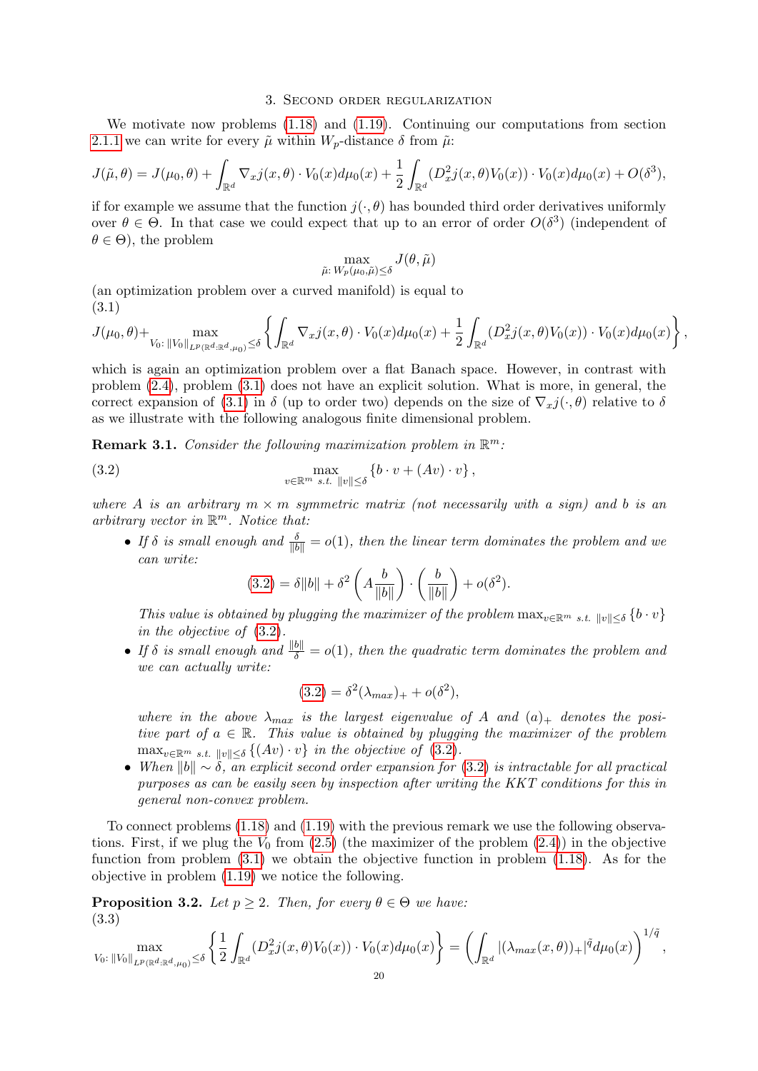## 3. Second order regularization

We motivate now problems (1.18) and (1.19). Continuing our computations from section 2.1.1 we can write for every $\tilde{\mu}$ within $W_p$-distance $\delta$ from $\tilde{\mu}$:

$$J(\tilde{\mu}, \theta) = J(\mu_0, \theta) + \int_{\mathbb{R}^d} \nabla_x j(x, \theta) \cdot V_0(x) d\mu_0(x) + \frac{1}{2} \int_{\mathbb{R}^d} (D_x^2 j(x, \theta) V_0(x)) \cdot V_0(x) d\mu_0(x) + O(\delta^3),$$

if for example we assume that the function $j(\cdot, \theta)$ has bounded third order derivatives uniformly over $\theta \in \Theta$. In that case we could expect that up to an error of order $O(\delta^3)$ (independent of $\theta \in \Theta$), the problem

$$\max_{\tilde{\mu}: \, W_p(\mu_0, \tilde{\mu}) \leq \delta} J(\theta, \tilde{\mu})$$

(an optimization problem over a curved manifold) is equal to

(3.1)

$$J(\mu_0, \theta) + \max_{V_0: \, \|V_0\|_{L^p(\mathbb{R}^d:\mathbb{R}^d, \mu_0)} \leq \delta} \left\{ \int_{\mathbb{R}^d} \nabla_x j(x, \theta) \cdot V_0(x) d\mu_0(x) + \frac{1}{2} \int_{\mathbb{R}^d} (D_x^2 j(x, \theta) V_0(x)) \cdot V_0(x) d\mu_0(x) \right\},$$

which is again an optimization problem over a flat Banach space. However, in contrast with problem (2.4), problem (3.1) does not have an explicit solution. What is more, in general, the correct expansion of (3.1) in $\delta$ (up to order two) depends on the size of $\nabla_x j(\cdot, \theta)$ relative to $\delta$ as we illustrate with the following analogous finite dimensional problem.

**Remark 3.1.** *Consider the following maximization problem in* $\mathbb{R}^m$*:*

$$\max_{v \in \mathbb{R}^m \text{ s.t. } \|v\| \leq \delta} \left\{ b \cdot v + (Av) \cdot v \right\}, \tag{3.2}$$

*where $A$ is an arbitrary $m \times m$ symmetric matrix (not necessarily with a sign) and $b$ is an arbitrary vector in $\mathbb{R}^m$. Notice that:*

- *If $\delta$ is small enough and $\frac{\delta}{\|b\|} = o(1)$, then the linear term dominates the problem and we can write:*

$$(3.2) = \delta \|b\| + \delta^2 \left( A \frac{b}{\|b\|} \right) \cdot \left( \frac{b}{\|b\|} \right) + o(\delta^2).$$

  *This value is obtained by plugging the maximizer of the problem $\max_{v \in \mathbb{R}^m \text{ s.t. } \|v\| \leq \delta} \{ b \cdot v \}$ in the objective of (3.2).*

- *If $\delta$ is small enough and $\frac{\|b\|}{\delta} = o(1)$, then the quadratic term dominates the problem and we can actually write:*

$$(3.2) = \delta^2 (\lambda_{max})_+ + o(\delta^2),$$

  *where in the above $\lambda_{max}$ is the largest eigenvalue of $A$ and $(a)_+$ denotes the positive part of $a \in \mathbb{R}$. This value is obtained by plugging the maximizer of the problem $\max_{v \in \mathbb{R}^m \text{ s.t. } \|v\| \leq \delta} \{ (Av) \cdot v \}$ in the objective of (3.2).*

- *When $\|b\| \sim \delta$, an explicit second order expansion for (3.2) is intractable for all practical purposes as can be easily seen by inspection after writing the KKT conditions for this in general non-convex problem.*

To connect problems (1.18) and (1.19) with the previous remark we use the following observations. First, if we plug the $V_0$ from (2.5) (the maximizer of the problem (2.4)) in the objective function from problem (3.1) we obtain the objective function in problem (1.18). As for the objective in problem (1.19) we notice the following.

**Proposition 3.2.** *Let $p \geq 2$. Then, for every $\theta \in \Theta$ we have:*

(3.3)

$$\max_{V_0: \, \|V_0\|_{L^p(\mathbb{R}^d:\mathbb{R}^d, \mu_0)} \leq \delta} \left\{ \frac{1}{2} \int_{\mathbb{R}^d} (D_x^2 j(x, \theta) V_0(x)) \cdot V_0(x) d\mu_0(x) \right\} = \left( \int_{\mathbb{R}^d} |(\lambda_{max}(x, \theta))_+|^{\tilde{q}} d\mu_0(x) \right)^{1/\tilde{q}},$$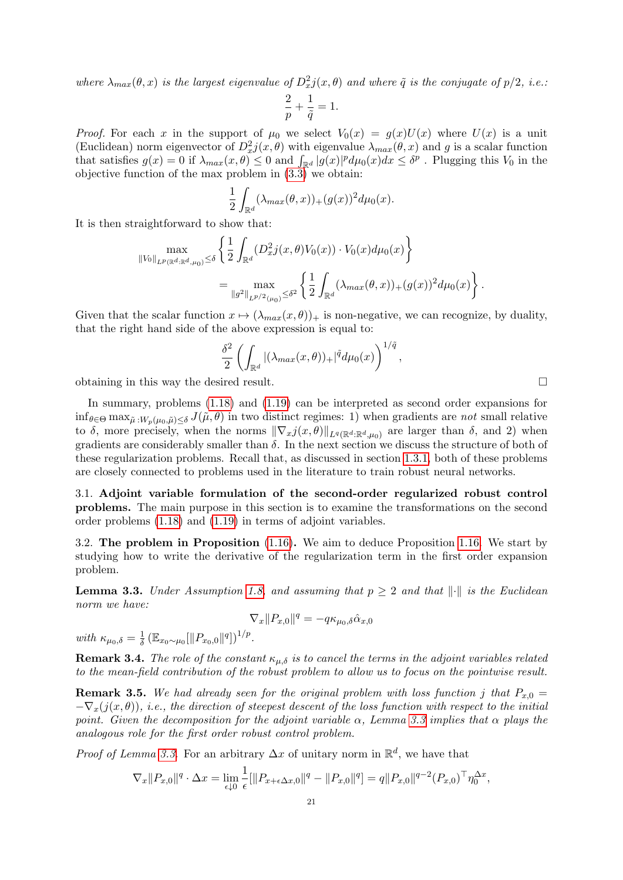*where $\lambda_{max}(\theta, x)$ is the largest eigenvalue of $D_x^2 j(x,\theta)$ and where $\tilde{q}$ is the conjugate of $p/2$, i.e.:*

$$\frac{2}{p} + \frac{1}{\tilde{q}} = 1.$$

*Proof.* For each $x$ in the support of $\mu_0$ we select $V_0(x) = g(x)U(x)$ where $U(x)$ is a unit (Euclidean) norm eigenvector of $D_x^2 j(x,\theta)$ with eigenvalue $\lambda_{max}(\theta, x)$ and $g$ is a scalar function that satisfies $g(x) = 0$ if $\lambda_{max}(x,\theta) \le 0$ and $\int_{\mathbb{R}^d} |g(x)|^p d\mu_0(x) dx \le \delta^p$ . Plugging this $V_0$ in the objective function of the max problem in (3.3) we obtain:

$$\frac{1}{2}\int_{\mathbb{R}^d} (\lambda_{max}(\theta,x))_+ (g(x))^2 d\mu_0(x).$$

It is then straightforward to show that:

$$\max_{\|V_0\|_{L^p(\mathbb{R}^d:\mathbb{R}^d,\mu_0)} \le \delta} \left\{ \frac{1}{2}\int_{\mathbb{R}^d} (D_x^2 j(x,\theta)V_0(x)) \cdot V_0(x) d\mu_0(x) \right\}$$
$$= \max_{\|g^2\|_{L^{p/2}(\mu_0)} \le \delta^2} \left\{ \frac{1}{2}\int_{\mathbb{R}^d} (\lambda_{max}(\theta,x))_+ (g(x))^2 d\mu_0(x) \right\}.$$

Given that the scalar function $x \mapsto (\lambda_{max}(x,\theta))_+$ is non-negative, we can recognize, by duality, that the right hand side of the above expression is equal to:

$$\frac{\delta^2}{2}\left( \int_{\mathbb{R}^d} |(\lambda_{max}(x,\theta))_+|^{\tilde{q}} d\mu_0(x) \right)^{1/\tilde{q}},$$

obtaining in this way the desired result. □

In summary, problems (1.18) and (1.19) can be interpreted as second order expansions for $\inf_{\theta\in\Theta} \max_{\tilde{\mu}:W_p(\mu_0,\tilde{\mu})\le\delta} J(\tilde{\mu},\theta)$ in two distinct regimes: 1) when gradients are *not* small relative to $\delta$, more precisely, when the norms $\|\nabla_x j(x,\theta)\|_{L^q(\mathbb{R}^d:\mathbb{R}^d,\mu_0)}$ are larger than $\delta$, and 2) when gradients are considerably smaller than $\delta$. In the next section we discuss the structure of both of these regularization problems. Recall that, as discussed in section 1.3.1, both of these problems are closely connected to problems used in the literature to train robust neural networks.

3.1. **Adjoint variable formulation of the second-order regularized robust control problems.** The main purpose in this section is to examine the transformations on the second order problems (1.18) and (1.19) in terms of adjoint variables.

3.2. **The problem in Proposition (1.16).** We aim to deduce Proposition 1.16. We start by studying how to write the derivative of the regularization term in the first order expansion problem.

**Lemma 3.3.** *Under Assumption 1.8, and assuming that $p \ge 2$ and that $\|\cdot\|$ is the Euclidean norm we have:*

$$\nabla_x \|P_{x,0}\|^q = -q\kappa_{\mu_0,\delta}\hat{\alpha}_{x,0}$$

*with $\kappa_{\mu_0,\delta} = \frac{1}{\delta}\left(\mathbb{E}_{x_0\sim\mu_0}[\|P_{x_0,0}\|^q]\right)^{1/p}$.*

**Remark 3.4.** *The role of the constant $\kappa_{\mu,\delta}$ is to cancel the terms in the adjoint variables related to the mean-field contribution of the robust problem to allow us to focus on the pointwise result.*

**Remark 3.5.** *We had already seen for the original problem with loss function $j$ that $P_{x,0} = -\nabla_x(j(x,\theta))$, i.e., the direction of steepest descent of the loss function with respect to the initial point. Given the decomposition for the adjoint variable $\alpha$, Lemma 3.3 implies that $\alpha$ plays the analogous role for the first order robust control problem.*

*Proof of Lemma 3.3.* For an arbitrary $\Delta x$ of unitary norm in $\mathbb{R}^d$, we have that

$$\nabla_x \|P_{x,0}\|^q \cdot \Delta x = \lim_{\epsilon\downarrow 0} \frac{1}{\epsilon}[\|P_{x+\epsilon\Delta x,0}\|^q - \|P_{x,0}\|^q] = q\|P_{x,0}\|^{q-2}(P_{x,0})^\top \eta_0^{\Delta x},$$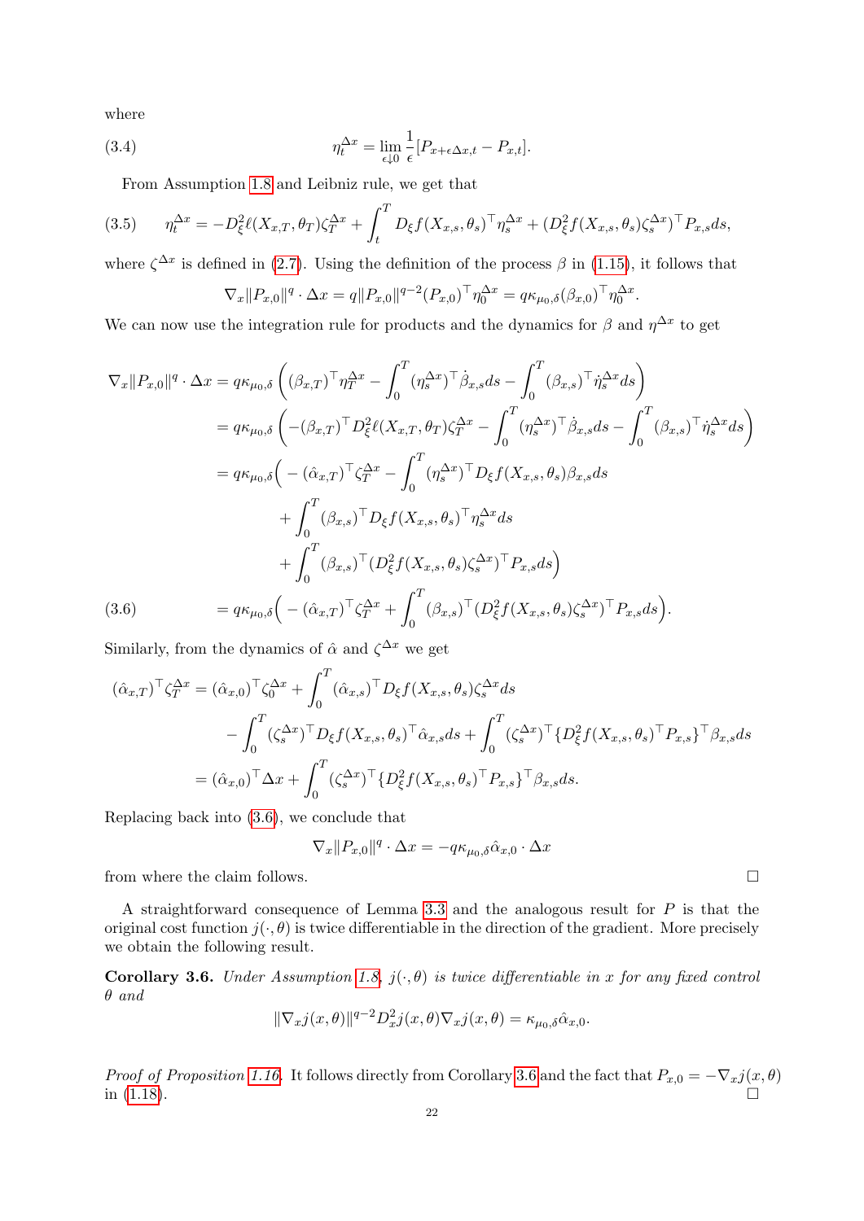where

$$\eta_t^{\Delta x} = \lim_{\epsilon \downarrow 0} \frac{1}{\epsilon}[P_{x+\epsilon\Delta x, t} - P_{x,t}]. \tag{3.4}$$

From Assumption 1.8 and Leibniz rule, we get that

$$\eta_t^{\Delta x} = -D_\xi^2 \ell(X_{x,T}, \theta_T)\zeta_T^{\Delta x} + \int_t^T D_\xi f(X_{x,s}, \theta_s)^\top \eta_s^{\Delta x} + (D_\xi^2 f(X_{x,s}, \theta_s)\zeta_s^{\Delta x})^\top P_{x,s} ds, \tag{3.5}$$

where $\zeta^{\Delta x}$ is defined in (2.7). Using the definition of the process $\beta$ in (1.15), it follows that

$$\nabla_x \|P_{x,0}\|^q \cdot \Delta x = q\|P_{x,0}\|^{q-2}(P_{x,0})^\top \eta_0^{\Delta x} = q\kappa_{\mu_0,\delta}(\beta_{x,0})^\top \eta_0^{\Delta x}.$$

We can now use the integration rule for products and the dynamics for $\beta$ and $\eta^{\Delta x}$ to get

$$\begin{aligned}
\nabla_x \|P_{x,0}\|^q \cdot \Delta x &= q\kappa_{\mu_0,\delta}\left((\beta_{x,T})^\top \eta_T^{\Delta x} - \int_0^T (\eta_s^{\Delta x})^\top \dot{\beta}_{x,s} ds - \int_0^T (\beta_{x,s})^\top \dot{\eta}_s^{\Delta x} ds\right) \\
&= q\kappa_{\mu_0,\delta}\left(-(\beta_{x,T})^\top D_\xi^2 \ell(X_{x,T}, \theta_T)\zeta_T^{\Delta x} - \int_0^T (\eta_s^{\Delta x})^\top \dot{\beta}_{x,s} ds - \int_0^T (\beta_{x,s})^\top \dot{\eta}_s^{\Delta x} ds\right) \\
&= q\kappa_{\mu_0,\delta}\Big(-(\hat{\alpha}_{x,T})^\top \zeta_T^{\Delta x} - \int_0^T (\eta_s^{\Delta x})^\top D_\xi f(X_{x,s}, \theta_s)\beta_{x,s} ds \\
&\qquad + \int_0^T (\beta_{x,s})^\top D_\xi f(X_{x,s}, \theta_s)^\top \eta_s^{\Delta x} ds \\
&\qquad + \int_0^T (\beta_{x,s})^\top (D_\xi^2 f(X_{x,s}, \theta_s)\zeta_s^{\Delta x})^\top P_{x,s} ds\Big) \\
&= q\kappa_{\mu_0,\delta}\Big(-(\hat{\alpha}_{x,T})^\top \zeta_T^{\Delta x} + \int_0^T (\beta_{x,s})^\top (D_\xi^2 f(X_{x,s}, \theta_s)\zeta_s^{\Delta x})^\top P_{x,s} ds\Big).
\end{aligned} \tag{3.6}$$

Similarly, from the dynamics of $\hat{\alpha}$ and $\zeta^{\Delta x}$ we get

$$\begin{aligned}
(\hat{\alpha}_{x,T})^\top \zeta_T^{\Delta x} &= (\hat{\alpha}_{x,0})^\top \zeta_0^{\Delta x} + \int_0^T (\hat{\alpha}_{x,s})^\top D_\xi f(X_{x,s}, \theta_s)\zeta_s^{\Delta x} ds \\
&\quad - \int_0^T (\zeta_s^{\Delta x})^\top D_\xi f(X_{x,s}, \theta_s)^\top \hat{\alpha}_{x,s} ds + \int_0^T (\zeta_s^{\Delta x})^\top \{D_\xi^2 f(X_{x,s}, \theta_s)^\top P_{x,s}\}^\top \beta_{x,s} ds \\
&= (\hat{\alpha}_{x,0})^\top \Delta x + \int_0^T (\zeta_s^{\Delta x})^\top \{D_\xi^2 f(X_{x,s}, \theta_s)^\top P_{x,s}\}^\top \beta_{x,s} ds.
\end{aligned}$$

Replacing back into (3.6), we conclude that

$$\nabla_x \|P_{x,0}\|^q \cdot \Delta x = -q\kappa_{\mu_0,\delta}\hat{\alpha}_{x,0} \cdot \Delta x$$

from where the claim follows. $\square$

A straightforward consequence of Lemma 3.3 and the analogous result for $P$ is that the original cost function $j(\cdot, \theta)$ is twice differentiable in the direction of the gradient. More precisely we obtain the following result.

**Corollary 3.6.** *Under Assumption 1.8, $j(\cdot, \theta)$ is twice differentiable in $x$ for any fixed control $\theta$ and*

$$\|\nabla_x j(x, \theta)\|^{q-2} D_x^2 j(x, \theta)\nabla_x j(x, \theta) = \kappa_{\mu_0,\delta}\hat{\alpha}_{x,0}.$$

*Proof of Proposition 1.16.* It follows directly from Corollary 3.6 and the fact that $P_{x,0} = -\nabla_x j(x, \theta)$ in (1.18). $\square$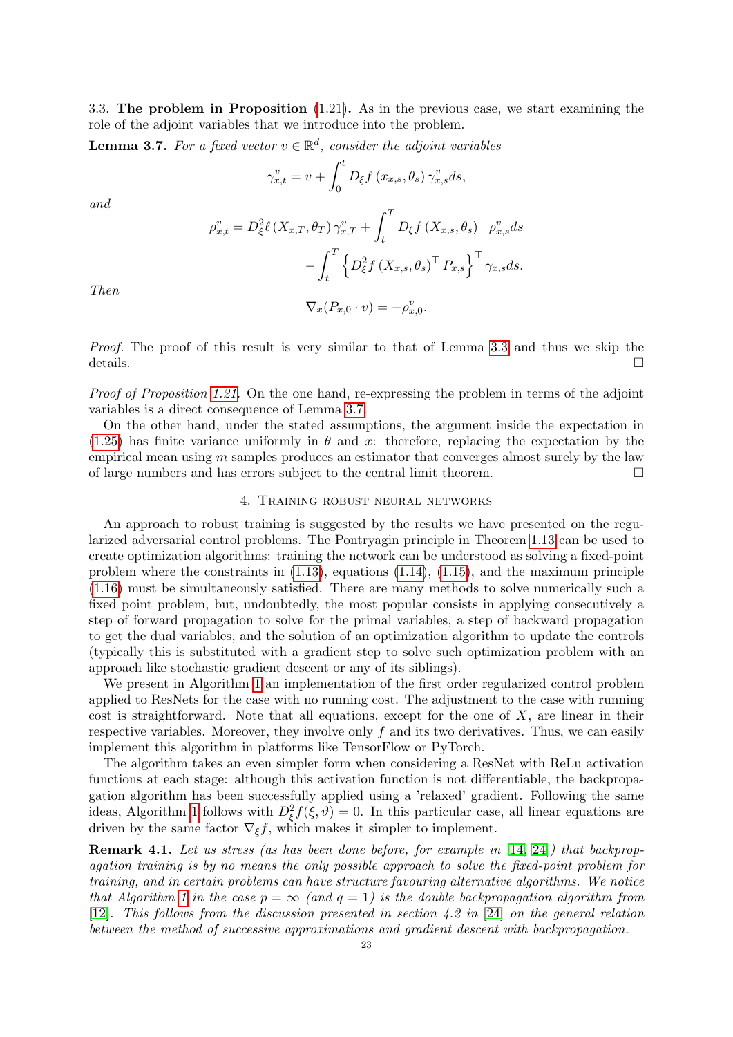### 3.3. The problem in Proposition (1.21).

As in the previous case, we start examining the role of the adjoint variables that we introduce into the problem.

**Lemma 3.7.** *For a fixed vector $v \in \mathbb{R}^d$, consider the adjoint variables*

$$\gamma^v_{x,t} = v + \int_0^t D_\xi f(x_{x,s}, \theta_s)\, \gamma^v_{x,s} ds,$$

*and*

$$\rho^v_{x,t} = D^2_\xi \ell(X_{x,T}, \theta_T)\, \gamma^v_{x,T} + \int_t^T D_\xi f(X_{x,s}, \theta_s)^\top \rho^v_{x,s} ds - \int_t^T \left\{ D^2_\xi f(X_{x,s}, \theta_s)^\top P_{x,s} \right\}^\top \gamma_{x,s} ds.$$

*Then*

$$\nabla_x (P_{x,0} \cdot v) = -\rho^v_{x,0}.$$

*Proof.* The proof of this result is very similar to that of Lemma 3.3 and thus we skip the details. $\square$

*Proof of Proposition 1.21.* On the one hand, re-expressing the problem in terms of the adjoint variables is a direct consequence of Lemma 3.7.

On the other hand, under the stated assumptions, the argument inside the expectation in (1.25) has finite variance uniformly in $\theta$ and $x$: therefore, replacing the expectation by the empirical mean using $m$ samples produces an estimator that converges almost surely by the law of large numbers and has errors subject to the central limit theorem. $\square$

## 4. Training robust neural networks

An approach to robust training is suggested by the results we have presented on the regularized adversarial control problems. The Pontryagin principle in Theorem 1.13 can be used to create optimization algorithms: training the network can be understood as solving a fixed-point problem where the constraints in (1.13), equations (1.14), (1.15), and the maximum principle (1.16) must be simultaneously satisfied. There are many methods to solve numerically such a fixed point problem, but, undoubtedly, the most popular consists in applying consecutively a step of forward propagation to solve for the primal variables, a step of backward propagation to get the dual variables, and the solution of an optimization algorithm to update the controls (typically this is substituted with a gradient step to solve such optimization problem with an approach like stochastic gradient descent or any of its siblings).

We present in Algorithm 1 an implementation of the first order regularized control problem applied to ResNets for the case with no running cost. The adjustment to the case with running cost is straightforward. Note that all equations, except for the one of $X$, are linear in their respective variables. Moreover, they involve only $f$ and its two derivatives. Thus, we can easily implement this algorithm in platforms like TensorFlow or PyTorch.

The algorithm takes an even simpler form when considering a ResNet with ReLu activation functions at each stage: although this activation function is not differentiable, the backpropagation algorithm has been successfully applied using a 'relaxed' gradient. Following the same ideas, Algorithm 1 follows with $D^2_\xi f(\xi, \vartheta) = 0$. In this particular case, all linear equations are driven by the same factor $\nabla_\xi f$, which makes it simpler to implement.

**Remark 4.1.** *Let us stress (as has been done before, for example in [14, 24]) that backpropagation training is by no means the only possible approach to solve the fixed-point problem for training, and in certain problems can have structure favouring alternative algorithms. We notice that Algorithm 1 in the case $p = \infty$ (and $q = 1$) is the double backpropagation algorithm from [12]. This follows from the discussion presented in section 4.2 in [24] on the general relation between the method of successive approximations and gradient descent with backpropagation.*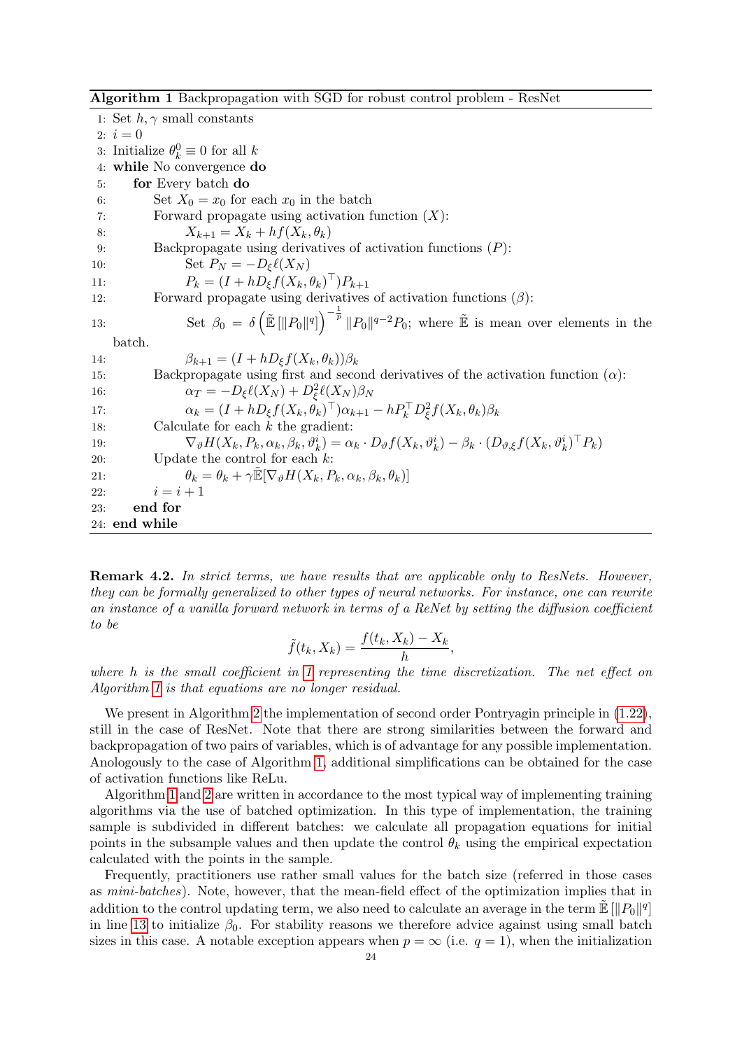**Algorithm 1** Backpropagation with SGD for robust control problem - ResNet

```
1: Set h, γ small constants
2: i = 0
3: Initialize θ_k^0 ≡ 0 for all k
4: while No convergence do
5:     for Every batch do
6:         Set X_0 = x_0 for each x_0 in the batch
7:         Forward propagate using activation function (X):
8:             X_{k+1} = X_k + h f(X_k, θ_k)
9:         Backpropagate using derivatives of activation functions (P):
10:            Set P_N = −D_ξ ℓ(X_N)
11:            P_k = (I + h D_ξ f(X_k, θ_k)^⊤) P_{k+1}
12:        Forward propagate using derivatives of activation functions (β):
13:            Set β_0 = δ (Ẽ[‖P_0‖^q])^{−1/p} ‖P_0‖^{q−2} P_0; where Ẽ is mean over elements in the batch.
14:            β_{k+1} = (I + h D_ξ f(X_k, θ_k)) β_k
15:        Backpropagate using first and second derivatives of the activation function (α):
16:            α_T = −D_ξ ℓ(X_N) + D_ξ^2 ℓ(X_N) β_N
17:            α_k = (I + h D_ξ f(X_k, θ_k)^⊤) α_{k+1} − h P_k^⊤ D_ξ^2 f(X_k, θ_k) β_k
18:        Calculate for each k the gradient:
19:            ∇_ϑ H(X_k, P_k, α_k, β_k, ϑ_k^i) = α_k · D_ϑ f(X_k, ϑ_k^i) − β_k · (D_{ϑ,ξ} f(X_k, ϑ_k^i)^⊤ P_k)
20:        Update the control for each k:
21:            θ_k = θ_k + γ Ẽ[∇_ϑ H(X_k, P_k, α_k, β_k, θ_k)]
22:        i = i + 1
23:    end for
24: end while
```

**Remark 4.2.** *In strict terms, we have results that are applicable only to ResNets. However, they can be formally generalized to other types of neural networks. For instance, one can rewrite an instance of a vanilla forward network in terms of a ReNet by setting the diffusion coefficient to be*

$$\tilde{f}(t_k, X_k) = \frac{f(t_k, X_k) - X_k}{h},$$

*where $h$ is the small coefficient in 1 representing the time discretization. The net effect on Algorithm 1 is that equations are no longer residual.*

We present in Algorithm 2 the implementation of second order Pontryagin principle in (1.22), still in the case of ResNet. Note that there are strong similarities between the forward and backpropagation of two pairs of variables, which is of advantage for any possible implementation. Anologously to the case of Algorithm 1, additional simplifications can be obtained for the case of activation functions like ReLu.

Algorithm 1 and 2 are written in accordance to the most typical way of implementing training algorithms via the use of batched optimization. In this type of implementation, the training sample is subdivided in different batches: we calculate all propagation equations for initial points in the subsample values and then update the control $\theta_k$ using the empirical expectation calculated with the points in the sample.

Frequently, practitioners use rather small values for the batch size (referred in those cases as *mini-batches*). Note, however, that the mean-field effect of the optimization implies that in addition to the control updating term, we also need to calculate an average in the term $\tilde{\mathbb{E}}\left[\|P_0\|^q\right]$ in line 13 to initialize $\beta_0$. For stability reasons we therefore advice against using small batch sizes in this case. A notable exception appears when $p = \infty$ (i.e. $q = 1$), when the initialization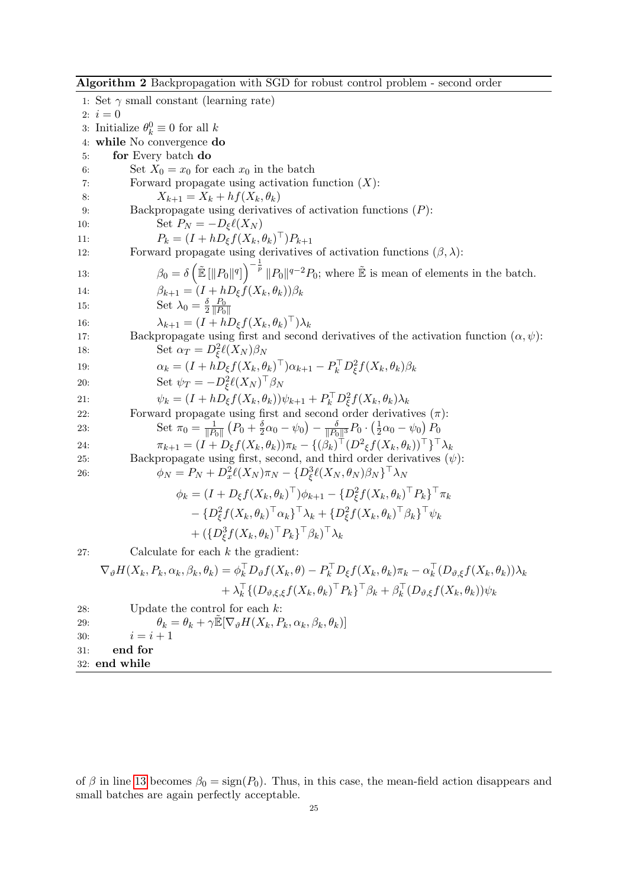**Algorithm 2** Backpropagation with SGD for robust control problem - second order

```
1: Set γ small constant (learning rate)
2: i = 0
3: Initialize θ_k^0 ≡ 0 for all k
4: while No convergence do
5:     for Every batch do
6:         Set X_0 = x_0 for each x_0 in the batch
7:         Forward propagate using activation function (X):
8:             X_{k+1} = X_k + h f(X_k, θ_k)
9:         Backpropagate using derivatives of activation functions (P):
10:            Set P_N = −D_ξ ℓ(X_N)
11:            P_k = (I + h D_ξ f(X_k, θ_k)^⊤) P_{k+1}
12:        Forward propagate using derivatives of activation functions (β, λ):
13:            β_0 = δ (Ẽ[‖P_0‖^q])^{−1/p} ‖P_0‖^{q−2} P_0; where Ẽ is mean of elements in the batch.
14:            β_{k+1} = (I + h D_ξ f(X_k, θ_k)) β_k
15:            Set λ_0 = (δ/2) P_0/‖P_0‖
16:            λ_{k+1} = (I + h D_ξ f(X_k, θ_k)^⊤) λ_k
17:        Backpropagate using first and second derivatives of the activation function (α, ψ):
18:            Set α_T = D_ξ^2 ℓ(X_N) β_N
19:            α_k = (I + h D_ξ f(X_k, θ_k)^⊤) α_{k+1} − P_k^⊤ D_ξ^2 f(X_k, θ_k) β_k
20:            Set ψ_T = −D_ξ^2 ℓ(X_N)^⊤ β_N
21:            ψ_k = (I + h D_ξ f(X_k, θ_k)) ψ_{k+1} + P_k^⊤ D_ξ^2 f(X_k, θ_k) λ_k
22:        Forward propagate using first and second order derivatives (π):
23:            Set π_0 = (1/‖P_0‖)(P_0 + (δ/2) α_0 − ψ_0) − (δ/‖P_0‖^3) P_0 · ((1/2) α_0 − ψ_0) P_0
24:            π_{k+1} = (I + D_ξ f(X_k, θ_k)) π_k − {(β_k)^⊤ (D^2_ξ f(X_k, θ_k))^⊤}^⊤ λ_k
25:        Backpropagate using first, second, and third order derivatives (ψ):
26:            φ_N = P_N + D_x^2 ℓ(X_N) π_N − {D_ξ^3 ℓ(X_N, θ_N) β_N}^⊤ λ_N
               φ_k = (I + D_ξ f(X_k, θ_k)^⊤) φ_{k+1} − {D_ξ^2 f(X_k, θ_k)^⊤ P_k}^⊤ π_k
                     − {D_ξ^2 f(X_k, θ_k)^⊤ α_k}^⊤ λ_k + {D_ξ^2 f(X_k, θ_k)^⊤ β_k}^⊤ ψ_k
                     + ({D_ξ^3 f(X_k, θ_k)^⊤ P_k}^⊤ β_k)^⊤ λ_k
27:        Calculate for each k the gradient:
           ∇_ϑ H(X_k, P_k, α_k, β_k, θ_k) = φ_k^⊤ D_ϑ f(X_k, θ) − P_k^⊤ D_ξ f(X_k, θ_k) π_k − α_k^⊤ (D_{ϑ,ξ} f(X_k, θ_k)) λ_k
                                            + λ_k^⊤ {(D_{ϑ,ξ,ξ} f(X_k, θ_k)^⊤ P_k}^⊤ β_k + β_k^⊤ (D_{ϑ,ξ} f(X_k, θ_k)) ψ_k
28:        Update the control for each k:
29:            θ_k = θ_k + γ Ẽ[∇_ϑ H(X_k, P_k, α_k, β_k, θ_k)]
30:        i = i + 1
31:    end for
32: end while
```

Line 13: $\beta_0 = \delta \left(\tilde{\mathbb{E}}\left[\|P_0\|^q\right]\right)^{-\frac{1}{p}} \|P_0\|^{q-2} P_0$

Line 23: $\pi_0 = \frac{1}{\|P_0\|}\left(P_0 + \frac{\delta}{2}\alpha_0 - \psi_0\right) - \frac{\delta}{\|P_0\|^3} P_0 \cdot \left(\frac{1}{2}\alpha_0 - \psi_0\right) P_0$

Line 26:

$$\phi_N = P_N + D_x^2 \ell(X_N)\pi_N - \{D_\xi^3 \ell(X_N, \theta_N)\beta_N\}^\top \lambda_N$$

$$\begin{aligned}\phi_k = (I + D_\xi f(X_k, \theta_k)^\top)\phi_{k+1} &- \{D_\xi^2 f(X_k, \theta_k)^\top P_k\}^\top \pi_k \\ &- \{D_\xi^2 f(X_k, \theta_k)^\top \alpha_k\}^\top \lambda_k + \{D_\xi^2 f(X_k, \theta_k)^\top \beta_k\}^\top \psi_k \\ &+ (\{D_\xi^3 f(X_k, \theta_k)^\top P_k\}^\top \beta_k)^\top \lambda_k\end{aligned}$$

Line 27:

$$\begin{aligned}\nabla_\vartheta H(X_k, P_k, \alpha_k, \beta_k, \theta_k) = \phi_k^\top D_\vartheta f(X_k, \theta) &- P_k^\top D_\xi f(X_k, \theta_k)\pi_k - \alpha_k^\top (D_{\vartheta,\xi} f(X_k, \theta_k))\lambda_k \\ &+ \lambda_k^\top \{(D_{\vartheta,\xi,\xi} f(X_k, \theta_k)^\top P_k\}^\top \beta_k + \beta_k^\top (D_{\vartheta,\xi} f(X_k, \theta_k))\psi_k\end{aligned}$$

Line 29: $\theta_k = \theta_k + \gamma \tilde{\mathbb{E}}[\nabla_\vartheta H(X_k, P_k, \alpha_k, \beta_k, \theta_k)]$

of $\beta$ in line 13 becomes $\beta_0 = \text{sign}(P_0)$. Thus, in this case, the mean-field action disappears and small batches are again perfectly acceptable.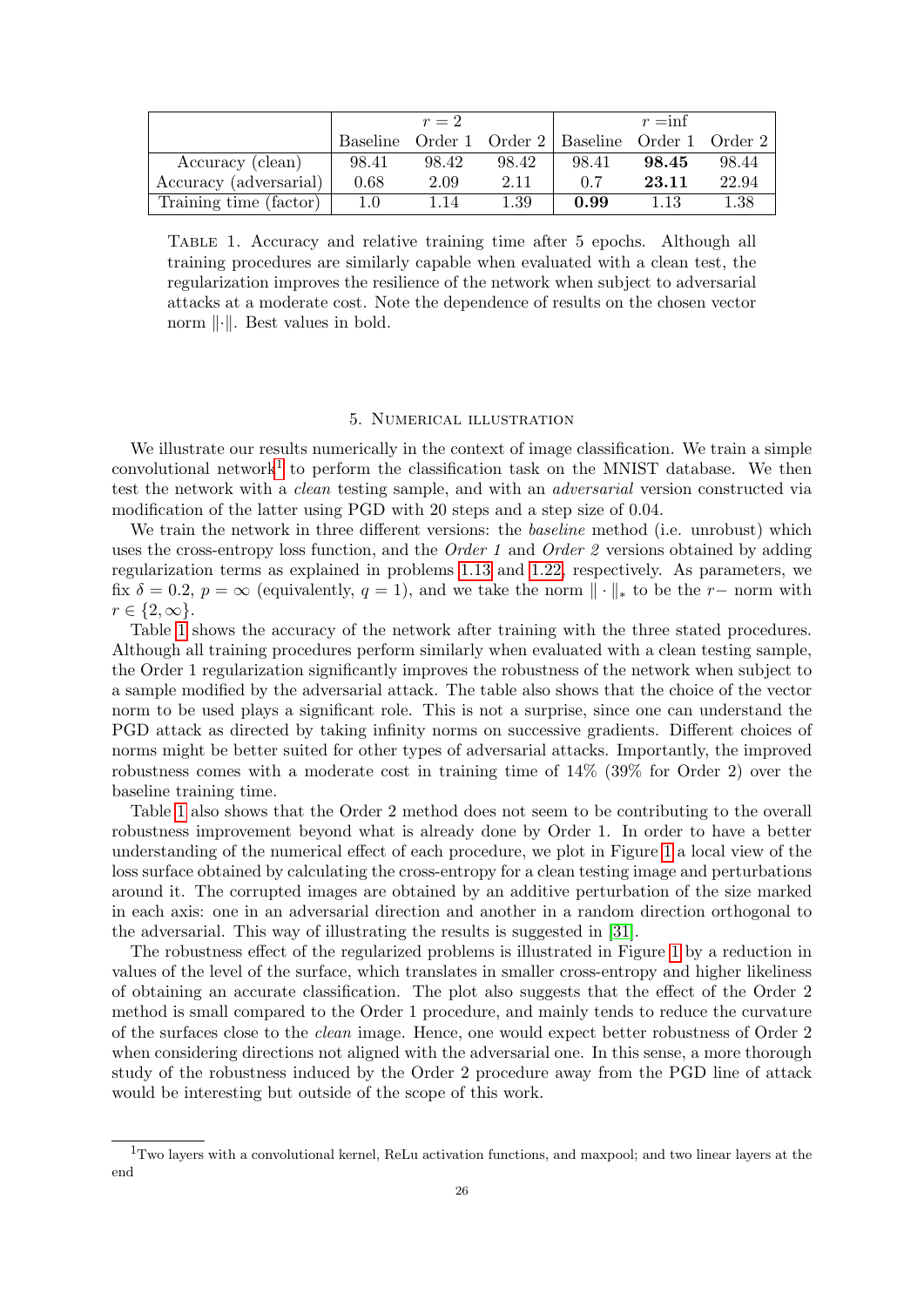| | $r = 2$ | | | $r =$inf | | |
|---|---|---|---|---|---|---|
| | Baseline | Order 1 | Order 2 | Baseline | Order 1 | Order 2 |
| Accuracy (clean) | 98.41 | 98.42 | 98.42 | 98.41 | **98.45** | 98.44 |
| Accuracy (adversarial) | 0.68 | 2.09 | 2.11 | 0.7 | **23.11** | 22.94 |
| Training time (factor) | 1.0 | 1.14 | 1.39 | **0.99** | 1.13 | 1.38 |

Table 1. Accuracy and relative training time after 5 epochs. Although all training procedures are similarly capable when evaluated with a clean test, the regularization improves the resilience of the network when subject to adversarial attacks at a moderate cost. Note the dependence of results on the chosen vector norm $\|\cdot\|$. Best values in bold.

## 5. Numerical illustration

We illustrate our results numerically in the context of image classification. We train a simple convolutional network[1] to perform the classification task on the MNIST database. We then test the network with a *clean* testing sample, and with an *adversarial* version constructed via modification of the latter using PGD with 20 steps and a step size of 0.04.

We train the network in three different versions: the *baseline* method (i.e. unrobust) which uses the cross-entropy loss function, and the *Order 1* and *Order 2* versions obtained by adding regularization terms as explained in problems 1.13 and 1.22, respectively. As parameters, we fix $\delta = 0.2$, $p = \infty$ (equivalently, $q = 1$), and we take the norm $\|\cdot\|_*$ to be the $r-$ norm with $r \in \{2, \infty\}$.

Table 1 shows the accuracy of the network after training with the three stated procedures. Although all training procedures perform similarly when evaluated with a clean testing sample, the Order 1 regularization significantly improves the robustness of the network when subject to a sample modified by the adversarial attack. The table also shows that the choice of the vector norm to be used plays a significant role. This is not a surprise, since one can understand the PGD attack as directed by taking infinity norms on successive gradients. Different choices of norms might be better suited for other types of adversarial attacks. Importantly, the improved robustness comes with a moderate cost in training time of 14% (39% for Order 2) over the baseline training time.

Table 1 also shows that the Order 2 method does not seem to be contributing to the overall robustness improvement beyond what is already done by Order 1. In order to have a better understanding of the numerical effect of each procedure, we plot in Figure 1 a local view of the loss surface obtained by calculating the cross-entropy for a clean testing image and perturbations around it. The corrupted images are obtained by an additive perturbation of the size marked in each axis: one in an adversarial direction and another in a random direction orthogonal to the adversarial. This way of illustrating the results is suggested in [31].

The robustness effect of the regularized problems is illustrated in Figure 1 by a reduction in values of the level of the surface, which translates in smaller cross-entropy and higher likeliness of obtaining an accurate classification. The plot also suggests that the effect of the Order 2 method is small compared to the Order 1 procedure, and mainly tends to reduce the curvature of the surfaces close to the *clean* image. Hence, one would expect better robustness of Order 2 when considering directions not aligned with the adversarial one. In this sense, a more thorough study of the robustness induced by the Order 2 procedure away from the PGD line of attack would be interesting but outside of the scope of this work.

---

[1] Two layers with a convolutional kernel, ReLu activation functions, and maxpool; and two linear layers at the end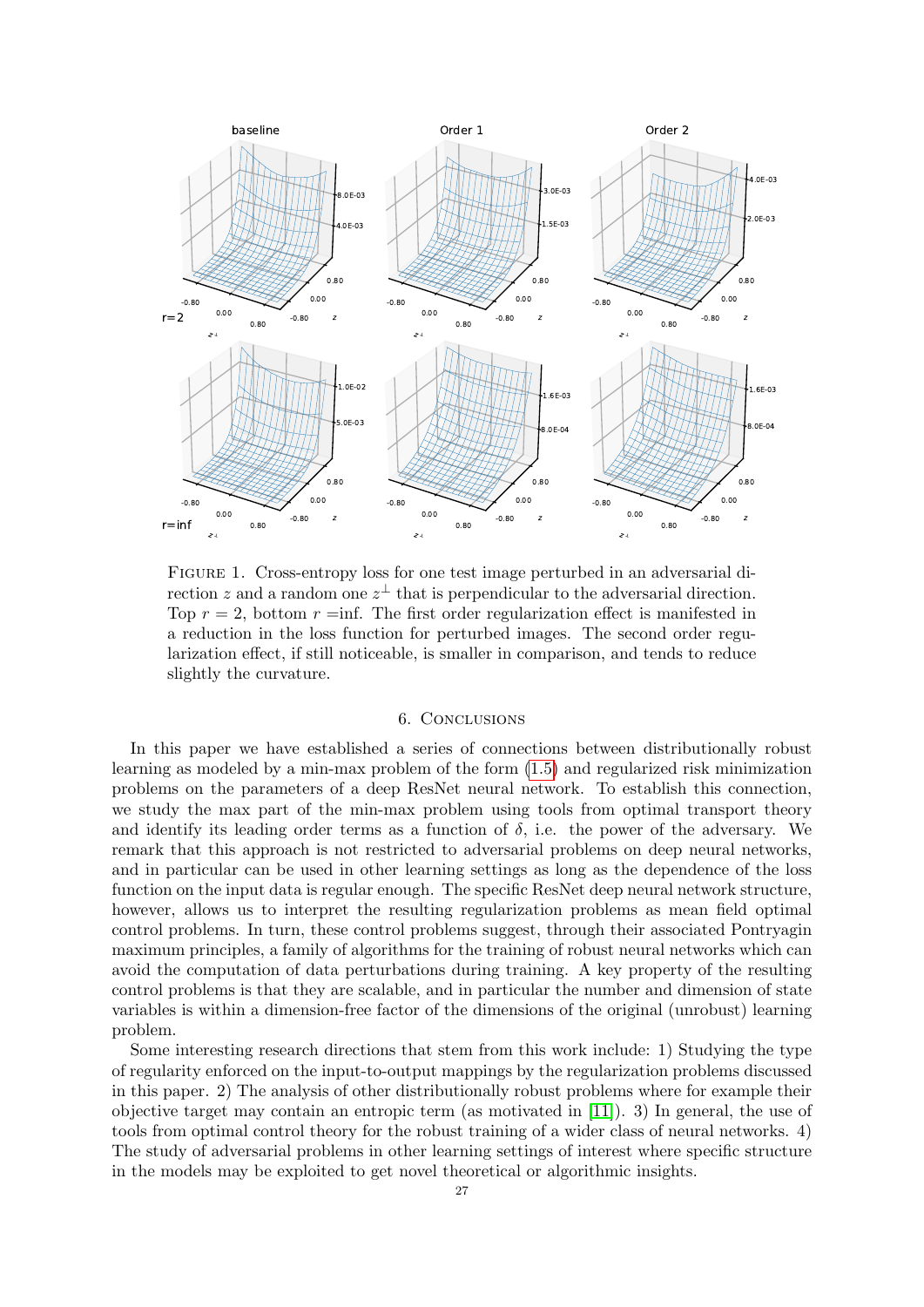Figure 1. Cross-entropy loss for one test image perturbed in an adversarial direction $z$ and a random one $z^{\perp}$ that is perpendicular to the adversarial direction. Top $r = 2$, bottom $r = $inf. The first order regularization effect is manifested in a reduction in the loss function for perturbed images. The second order regularization effect, if still noticeable, is smaller in comparison, and tends to reduce slightly the curvature.

## 6. Conclusions

In this paper we have established a series of connections between distributionally robust learning as modeled by a min-max problem of the form (1.5) and regularized risk minimization problems on the parameters of a deep ResNet neural network. To establish this connection, we study the max part of the min-max problem using tools from optimal transport theory and identify its leading order terms as a function of $\delta$, i.e. the power of the adversary. We remark that this approach is not restricted to adversarial problems on deep neural networks, and in particular can be used in other learning settings as long as the dependence of the loss function on the input data is regular enough. The specific ResNet deep neural network structure, however, allows us to interpret the resulting regularization problems as mean field optimal control problems. In turn, these control problems suggest, through their associated Pontryagin maximum principles, a family of algorithms for the training of robust neural networks which can avoid the computation of data perturbations during training. A key property of the resulting control problems is that they are scalable, and in particular the number and dimension of state variables is within a dimension-free factor of the dimensions of the original (unrobust) learning problem.

Some interesting research directions that stem from this work include: 1) Studying the type of regularity enforced on the input-to-output mappings by the regularization problems discussed in this paper. 2) The analysis of other distributionally robust problems where for example their objective target may contain an entropic term (as motivated in [11]). 3) In general, the use of tools from optimal control theory for the robust training of a wider class of neural networks. 4) The study of adversarial problems in other learning settings of interest where specific structure in the models may be exploited to get novel theoretical or algorithmic insights.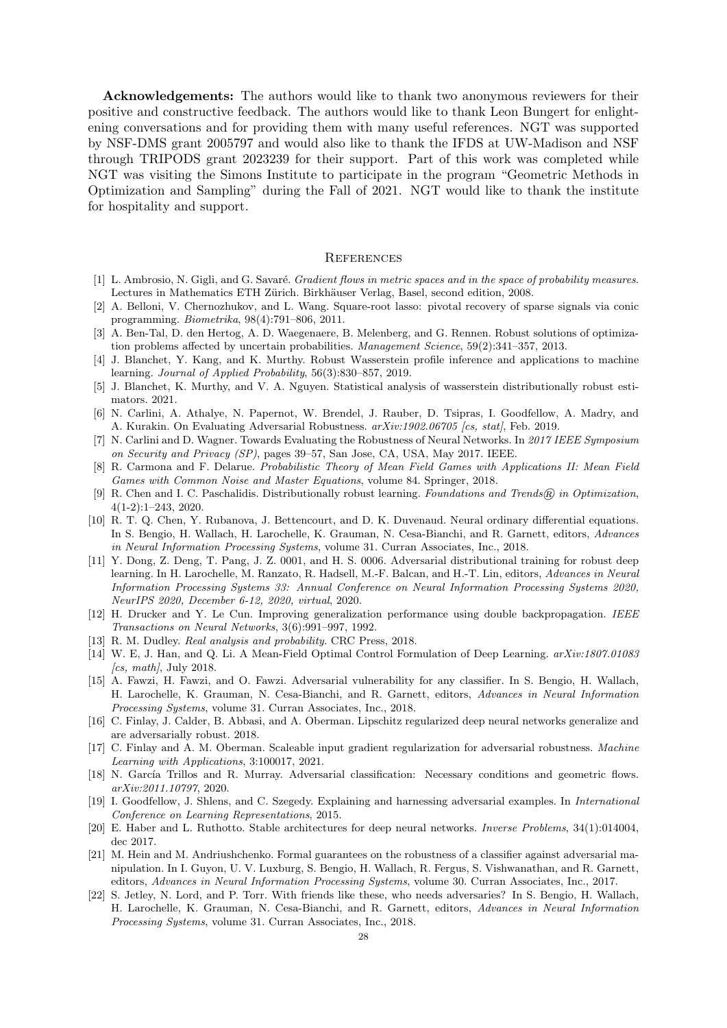**Acknowledgements:** The authors would like to thank two anonymous reviewers for their positive and constructive feedback. The authors would like to thank Leon Bungert for enlightening conversations and for providing them with many useful references. NGT was supported by NSF-DMS grant 2005797 and would also like to thank the IFDS at UW-Madison and NSF through TRIPODS grant 2023239 for their support. Part of this work was completed while NGT was visiting the Simons Institute to participate in the program "Geometric Methods in Optimization and Sampling" during the Fall of 2021. NGT would like to thank the institute for hospitality and support.

## References

[1] L. Ambrosio, N. Gigli, and G. Savaré. *Gradient flows in metric spaces and in the space of probability measures*. Lectures in Mathematics ETH Zürich. Birkhäuser Verlag, Basel, second edition, 2008.

[2] A. Belloni, V. Chernozhukov, and L. Wang. Square-root lasso: pivotal recovery of sparse signals via conic programming. *Biometrika*, 98(4):791–806, 2011.

[3] A. Ben-Tal, D. den Hertog, A. D. Waegenaere, B. Melenberg, and G. Rennen. Robust solutions of optimization problems affected by uncertain probabilities. *Management Science*, 59(2):341–357, 2013.

[4] J. Blanchet, Y. Kang, and K. Murthy. Robust Wasserstein profile inference and applications to machine learning. *Journal of Applied Probability*, 56(3):830–857, 2019.

[5] J. Blanchet, K. Murthy, and V. A. Nguyen. Statistical analysis of wasserstein distributionally robust estimators. 2021.

[6] N. Carlini, A. Athalye, N. Papernot, W. Brendel, J. Rauber, D. Tsipras, I. Goodfellow, A. Madry, and A. Kurakin. On Evaluating Adversarial Robustness. *arXiv:1902.06705 [cs, stat]*, Feb. 2019.

[7] N. Carlini and D. Wagner. Towards Evaluating the Robustness of Neural Networks. In *2017 IEEE Symposium on Security and Privacy (SP)*, pages 39–57, San Jose, CA, USA, May 2017. IEEE.

[8] R. Carmona and F. Delarue. *Probabilistic Theory of Mean Field Games with Applications II: Mean Field Games with Common Noise and Master Equations*, volume 84. Springer, 2018.

[9] R. Chen and I. C. Paschalidis. Distributionally robust learning. *Foundations and Trends® in Optimization*, 4(1-2):1–243, 2020.

[10] R. T. Q. Chen, Y. Rubanova, J. Bettencourt, and D. K. Duvenaud. Neural ordinary differential equations. In S. Bengio, H. Wallach, H. Larochelle, K. Grauman, N. Cesa-Bianchi, and R. Garnett, editors, *Advances in Neural Information Processing Systems*, volume 31. Curran Associates, Inc., 2018.

[11] Y. Dong, Z. Deng, T. Pang, J. Z. 0001, and H. S. 0006. Adversarial distributional training for robust deep learning. In H. Larochelle, M. Ranzato, R. Hadsell, M.-F. Balcan, and H.-T. Lin, editors, *Advances in Neural Information Processing Systems 33: Annual Conference on Neural Information Processing Systems 2020, NeurIPS 2020, December 6-12, 2020, virtual*, 2020.

[12] H. Drucker and Y. Le Cun. Improving generalization performance using double backpropagation. *IEEE Transactions on Neural Networks*, 3(6):991–997, 1992.

[13] R. M. Dudley. *Real analysis and probability*. CRC Press, 2018.

[14] W. E, J. Han, and Q. Li. A Mean-Field Optimal Control Formulation of Deep Learning. *arXiv:1807.01083 [cs, math]*, July 2018.

[15] A. Fawzi, H. Fawzi, and O. Fawzi. Adversarial vulnerability for any classifier. In S. Bengio, H. Wallach, H. Larochelle, K. Grauman, N. Cesa-Bianchi, and R. Garnett, editors, *Advances in Neural Information Processing Systems*, volume 31. Curran Associates, Inc., 2018.

[16] C. Finlay, J. Calder, B. Abbasi, and A. Oberman. Lipschitz regularized deep neural networks generalize and are adversarially robust. 2018.

[17] C. Finlay and A. M. Oberman. Scaleable input gradient regularization for adversarial robustness. *Machine Learning with Applications*, 3:100017, 2021.

[18] N. García Trillos and R. Murray. Adversarial classification: Necessary conditions and geometric flows. *arXiv:2011.10797*, 2020.

[19] I. Goodfellow, J. Shlens, and C. Szegedy. Explaining and harnessing adversarial examples. In *International Conference on Learning Representations*, 2015.

[20] E. Haber and L. Ruthotto. Stable architectures for deep neural networks. *Inverse Problems*, 34(1):014004, dec 2017.

[21] M. Hein and M. Andriushchenko. Formal guarantees on the robustness of a classifier against adversarial manipulation. In I. Guyon, U. V. Luxburg, S. Bengio, H. Wallach, R. Fergus, S. Vishwanathan, and R. Garnett, editors, *Advances in Neural Information Processing Systems*, volume 30. Curran Associates, Inc., 2017.

[22] S. Jetley, N. Lord, and P. Torr. With friends like these, who needs adversaries? In S. Bengio, H. Wallach, H. Larochelle, K. Grauman, N. Cesa-Bianchi, and R. Garnett, editors, *Advances in Neural Information Processing Systems*, volume 31. Curran Associates, Inc., 2018.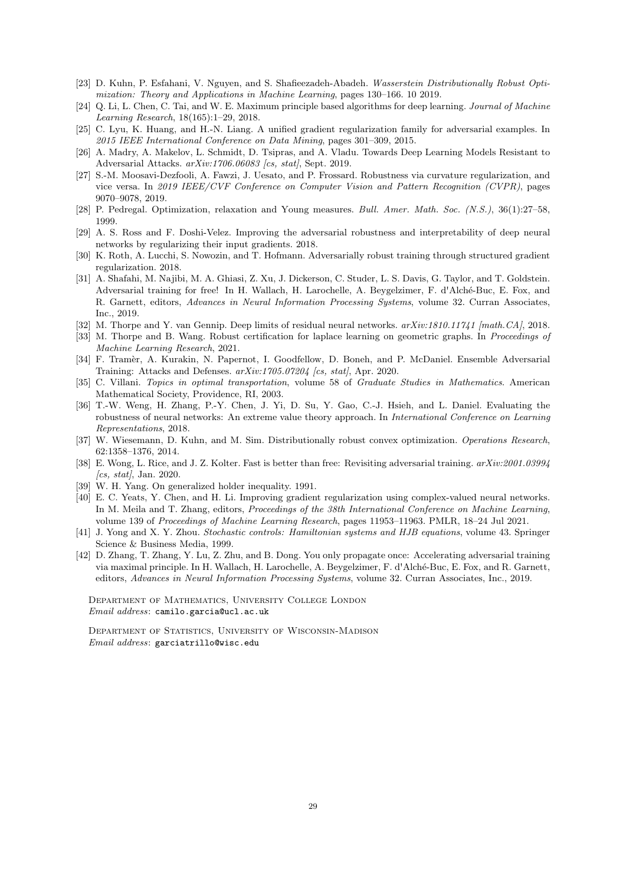[23] D. Kuhn, P. Esfahani, V. Nguyen, and S. Shafieezadeh-Abadeh. *Wasserstein Distributionally Robust Optimization: Theory and Applications in Machine Learning*, pages 130–166. 10 2019.

[24] Q. Li, L. Chen, C. Tai, and W. E. Maximum principle based algorithms for deep learning. *Journal of Machine Learning Research*, 18(165):1–29, 2018.

[25] C. Lyu, K. Huang, and H.-N. Liang. A unified gradient regularization family for adversarial examples. In *2015 IEEE International Conference on Data Mining*, pages 301–309, 2015.

[26] A. Madry, A. Makelov, L. Schmidt, D. Tsipras, and A. Vladu. Towards Deep Learning Models Resistant to Adversarial Attacks. *arXiv:1706.06083 [cs, stat]*, Sept. 2019.

[27] S.-M. Moosavi-Dezfooli, A. Fawzi, J. Uesato, and P. Frossard. Robustness via curvature regularization, and vice versa. In *2019 IEEE/CVF Conference on Computer Vision and Pattern Recognition (CVPR)*, pages 9070–9078, 2019.

[28] P. Pedregal. Optimization, relaxation and Young measures. *Bull. Amer. Math. Soc. (N.S.)*, 36(1):27–58, 1999.

[29] A. S. Ross and F. Doshi-Velez. Improving the adversarial robustness and interpretability of deep neural networks by regularizing their input gradients. 2018.

[30] K. Roth, A. Lucchi, S. Nowozin, and T. Hofmann. Adversarially robust training through structured gradient regularization. 2018.

[31] A. Shafahi, M. Najibi, M. A. Ghiasi, Z. Xu, J. Dickerson, C. Studer, L. S. Davis, G. Taylor, and T. Goldstein. Adversarial training for free! In H. Wallach, H. Larochelle, A. Beygelzimer, F. d'Alché-Buc, E. Fox, and R. Garnett, editors, *Advances in Neural Information Processing Systems*, volume 32. Curran Associates, Inc., 2019.

[32] M. Thorpe and Y. van Gennip. Deep limits of residual neural networks. *arXiv:1810.11741 [math.CA]*, 2018.

[33] M. Thorpe and B. Wang. Robust certification for laplace learning on geometric graphs. In *Proceedings of Machine Learning Research*, 2021.

[34] F. Tramèr, A. Kurakin, N. Papernot, I. Goodfellow, D. Boneh, and P. McDaniel. Ensemble Adversarial Training: Attacks and Defenses. *arXiv:1705.07204 [cs, stat]*, Apr. 2020.

[35] C. Villani. *Topics in optimal transportation*, volume 58 of *Graduate Studies in Mathematics*. American Mathematical Society, Providence, RI, 2003.

[36] T.-W. Weng, H. Zhang, P.-Y. Chen, J. Yi, D. Su, Y. Gao, C.-J. Hsieh, and L. Daniel. Evaluating the robustness of neural networks: An extreme value theory approach. In *International Conference on Learning Representations*, 2018.

[37] W. Wiesemann, D. Kuhn, and M. Sim. Distributionally robust convex optimization. *Operations Research*, 62:1358–1376, 2014.

[38] E. Wong, L. Rice, and J. Z. Kolter. Fast is better than free: Revisiting adversarial training. *arXiv:2001.03994 [cs, stat]*, Jan. 2020.

[39] W. H. Yang. On generalized holder inequality. 1991.

[40] E. C. Yeats, Y. Chen, and H. Li. Improving gradient regularization using complex-valued neural networks. In M. Meila and T. Zhang, editors, *Proceedings of the 38th International Conference on Machine Learning*, volume 139 of *Proceedings of Machine Learning Research*, pages 11953–11963. PMLR, 18–24 Jul 2021.

[41] J. Yong and X. Y. Zhou. *Stochastic controls: Hamiltonian systems and HJB equations*, volume 43. Springer Science & Business Media, 1999.

[42] D. Zhang, T. Zhang, Y. Lu, Z. Zhu, and B. Dong. You only propagate once: Accelerating adversarial training via maximal principle. In H. Wallach, H. Larochelle, A. Beygelzimer, F. d'Alché-Buc, E. Fox, and R. Garnett, editors, *Advances in Neural Information Processing Systems*, volume 32. Curran Associates, Inc., 2019.

Department of Mathematics, University College London
*Email address*: camilo.garcia@ucl.ac.uk

Department of Statistics, University of Wisconsin-Madison
*Email address*: garciatrillo@wisc.edu